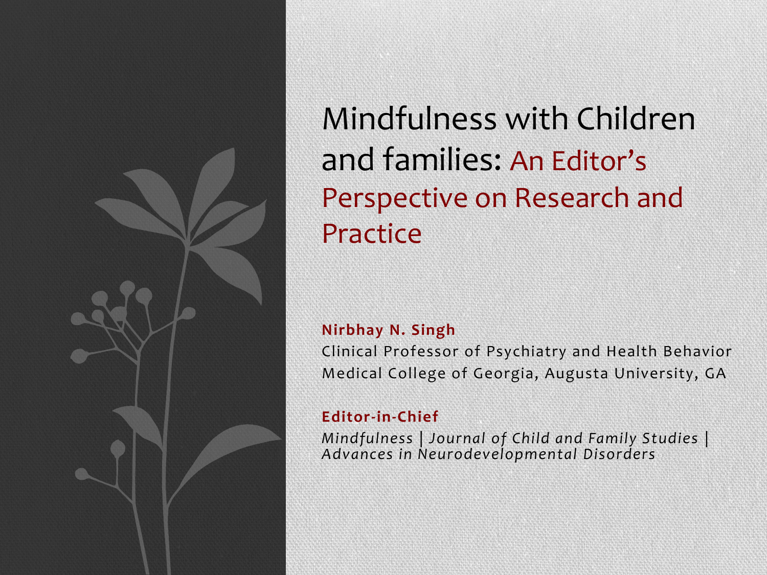# Mindfulness with Children and families: An Editor's Perspective on Research and Practice

**Nirbhay N. Singh**

Clinical Professor of Psychiatry and Health Behavior

Medical College of Georgia, Augusta University, GA

**Editor-in-Chief**

*Mindfulness* | *Journal of Child and Family Studies* | *Advances in Neurodevelopmental Disorders*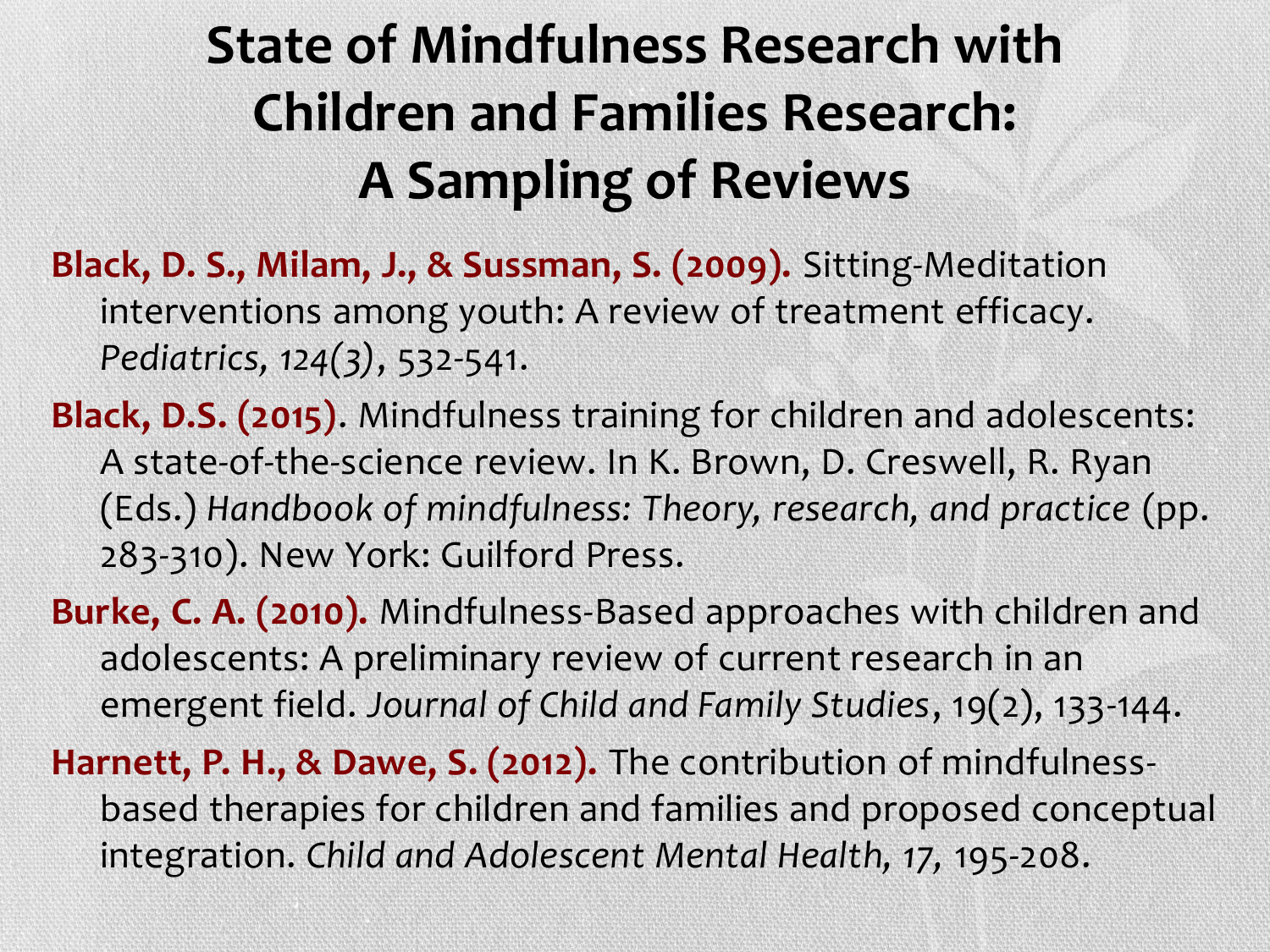# State of Mindfulness Research with Children and Families Research: A Sampling of Reviews

**Black, D. S., Milam, J., & Sussman, S. (2009).** Sitting-Meditation interventions among youth: A review of treatment efficacy. *Pediatrics, 124(3)*, 532-541.

**Black, D.S. (2015)**. Mindfulness training for children and adolescents: A state-of-the-science review. In K. Brown, D. Creswell, R. Ryan (Eds.) *Handbook of mindfulness: Theory, research, and practice* (pp. 283-310). New York: Guilford Press.

**Burke, C. A. (2010).** Mindfulness-Based approaches with children and adolescents: A preliminary review of current research in an emergent field. *Journal of Child and Family Studies*, 19(2), 133-144.

**Harnett, P. H., & Dawe, S. (2012).** The contribution of mindfulness-based therapies for children and families and proposed conceptual integration. *Child and Adolescent Mental Health, 17,* 195-208.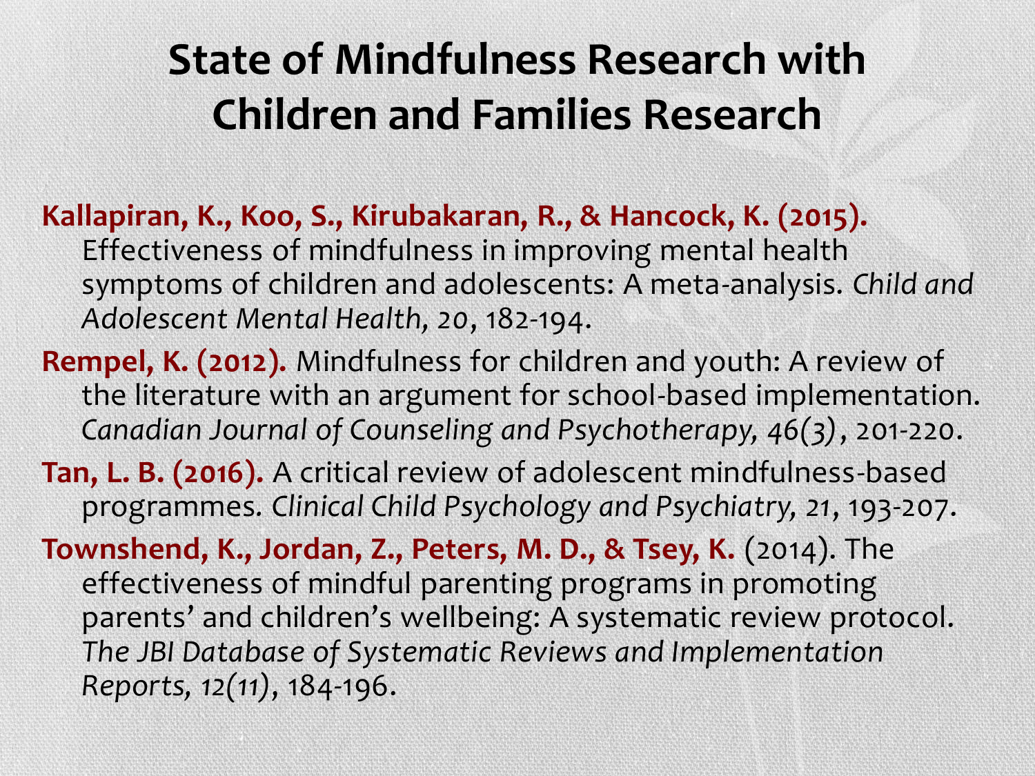# State of Mindfulness Research with Children and Families Research

**Kallapiran, K., Koo, S., Kirubakaran, R., & Hancock, K. (2015).** Effectiveness of mindfulness in improving mental health symptoms of children and adolescents: A meta-analysis. *Child and Adolescent Mental Health*, *20*, 182-194.

**Rempel, K. (2012).** Mindfulness for children and youth: A review of the literature with an argument for school-based implementation. *Canadian Journal of Counseling and Psychotherapy, 46(3)*, 201-220.

**Tan, L. B. (2016).** A critical review of adolescent mindfulness-based programmes. *Clinical Child Psychology and Psychiatry*, *21*, 193-207.

**Townshend, K., Jordan, Z., Peters, M. D., & Tsey, K.** (2014). The effectiveness of mindful parenting programs in promoting parents' and children's wellbeing: A systematic review protocol. *The JBI Database of Systematic Reviews and Implementation Reports, 12(11)*, 184-196.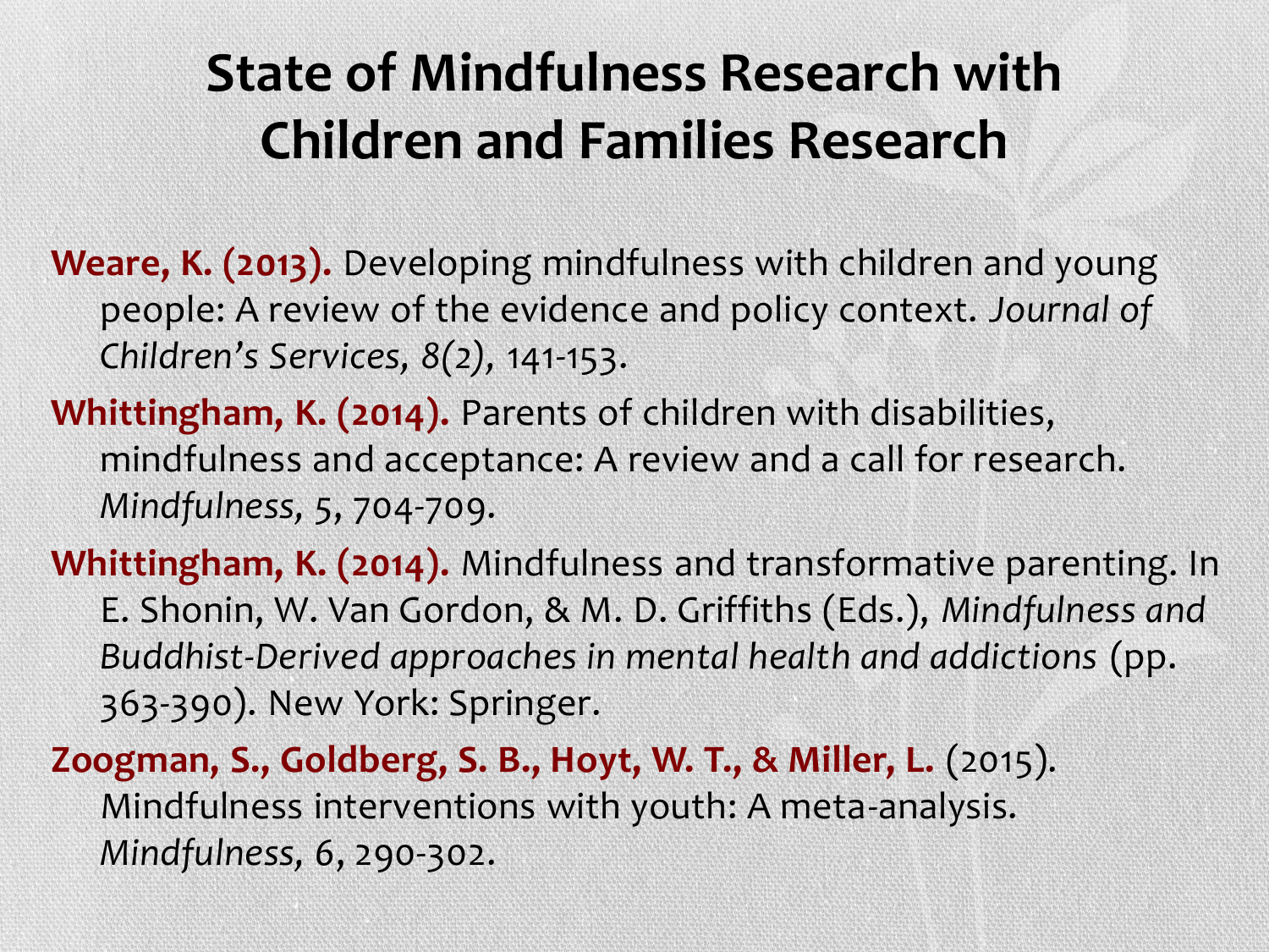# State of Mindfulness Research with Children and Families Research

**Weare, K. (2013).** Developing mindfulness with children and young people: A review of the evidence and policy context. *Journal of Children's Services, 8(2)*, 141-153.

**Whittingham, K. (2014).** Parents of children with disabilities, mindfulness and acceptance: A review and a call for research. *Mindfulness*, 5, 704-709.

**Whittingham, K. (2014).** Mindfulness and transformative parenting. In E. Shonin, W. Van Gordon, & M. D. Griffiths (Eds.), *Mindfulness and Buddhist-Derived approaches in mental health and addictions* (pp. 363-390). New York: Springer.

**Zoogman, S., Goldberg, S. B., Hoyt, W. T., & Miller, L.** (2015). Mindfulness interventions with youth: A meta-analysis. *Mindfulness*, 6, 290-302.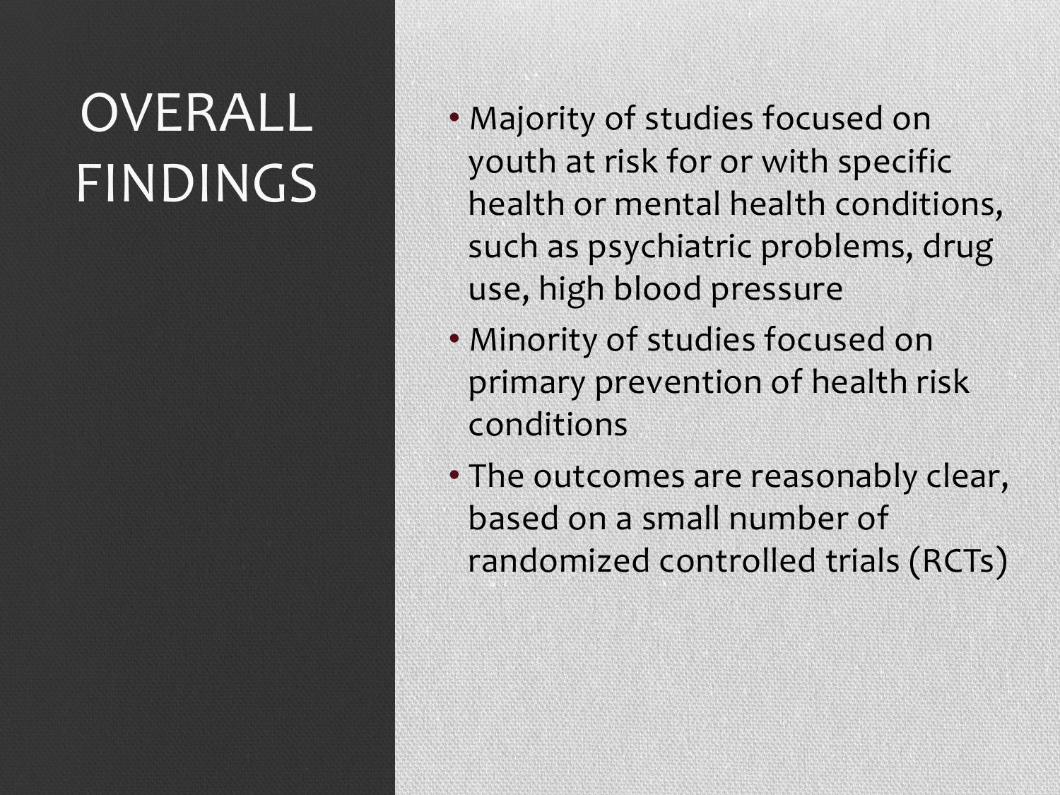# OVERALL FINDINGS

- Majority of studies focused on youth at risk for or with specific health or mental health conditions, such as psychiatric problems, drug use, high blood pressure
- Minority of studies focused on primary prevention of health risk conditions
- The outcomes are reasonably clear, based on a small number of randomized controlled trials (RCTs)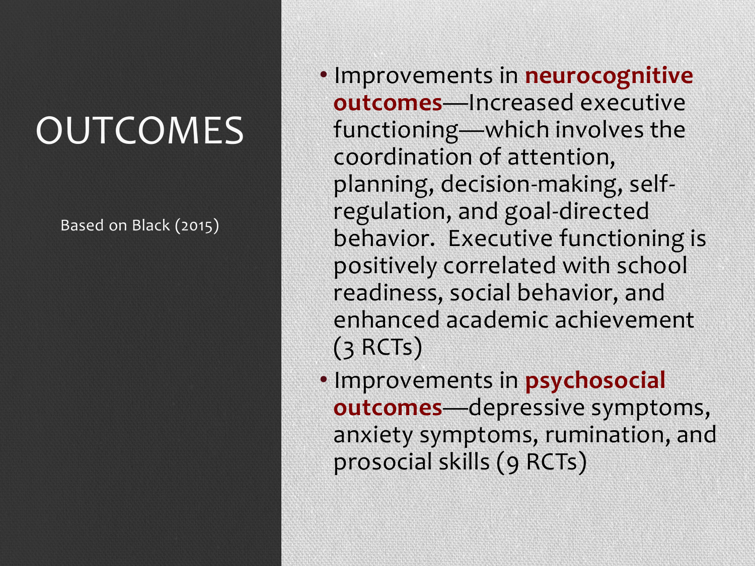# OUTCOMES

Based on Black (2015)

- Improvements in **neurocognitive outcomes**—Increased executive functioning—which involves the coordination of attention, planning, decision-making, self-regulation, and goal-directed behavior. Executive functioning is positively correlated with school readiness, social behavior, and enhanced academic achievement (3 RCTs)
- Improvements in **psychosocial outcomes**—depressive symptoms, anxiety symptoms, rumination, and prosocial skills (9 RCTs)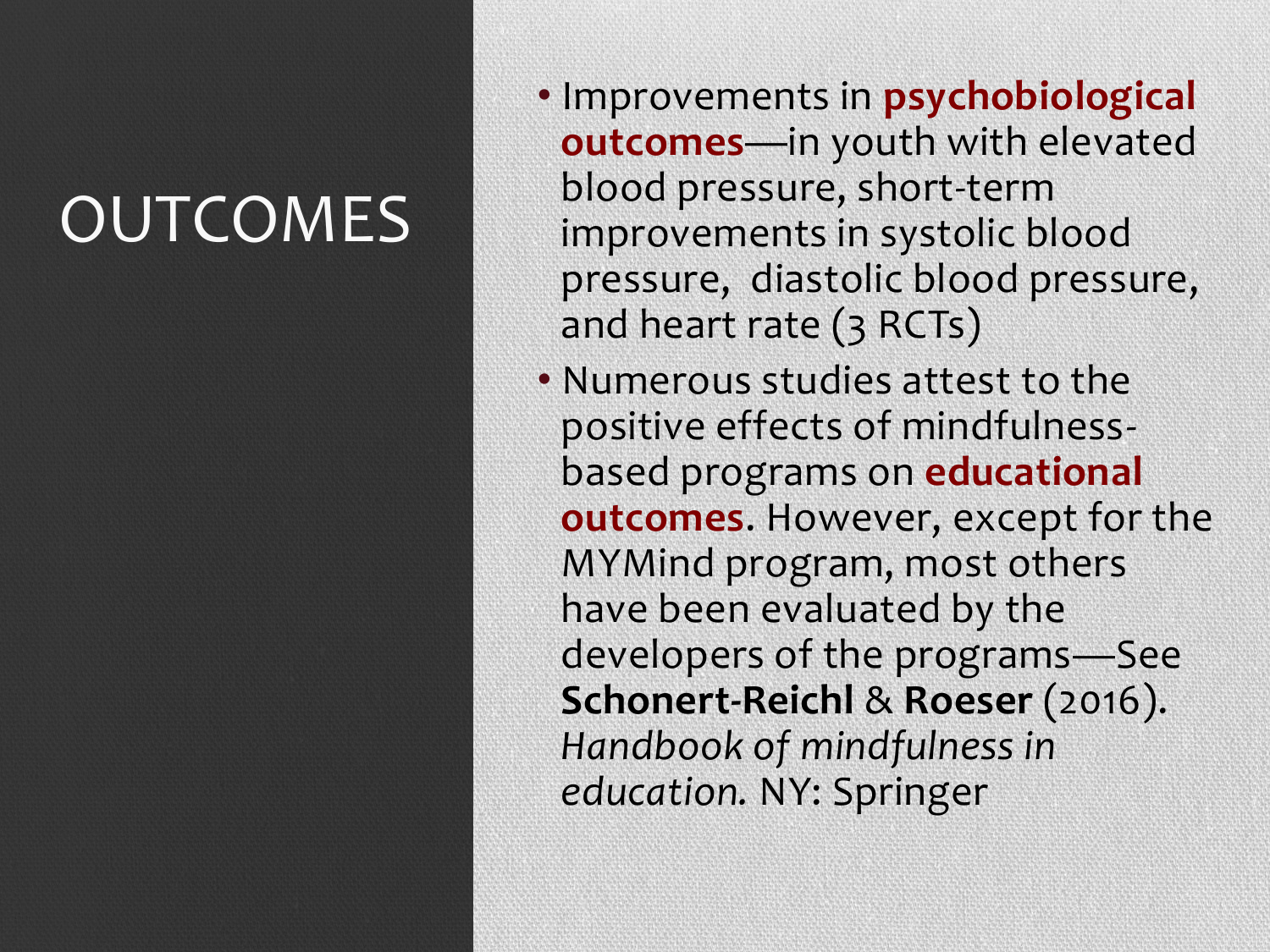# OUTCOMES

- Improvements in **psychobiological outcomes**—in youth with elevated blood pressure, short-term improvements in systolic blood pressure, diastolic blood pressure, and heart rate (3 RCTs)
- Numerous studies attest to the positive effects of mindfulness-based programs on **educational outcomes**. However, except for the MYMind program, most others have been evaluated by the developers of the programs—See **Schonert-Reichl** & **Roeser** (2016). *Handbook of mindfulness in education.* NY: Springer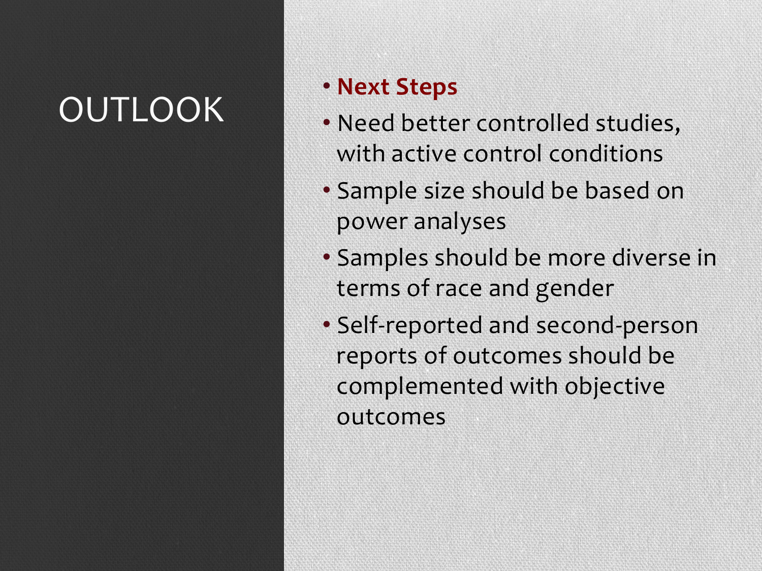# OUTLOOK

- **Next Steps**
- Need better controlled studies, with active control conditions
- Sample size should be based on power analyses
- Samples should be more diverse in terms of race and gender
- Self-reported and second-person reports of outcomes should be complemented with objective outcomes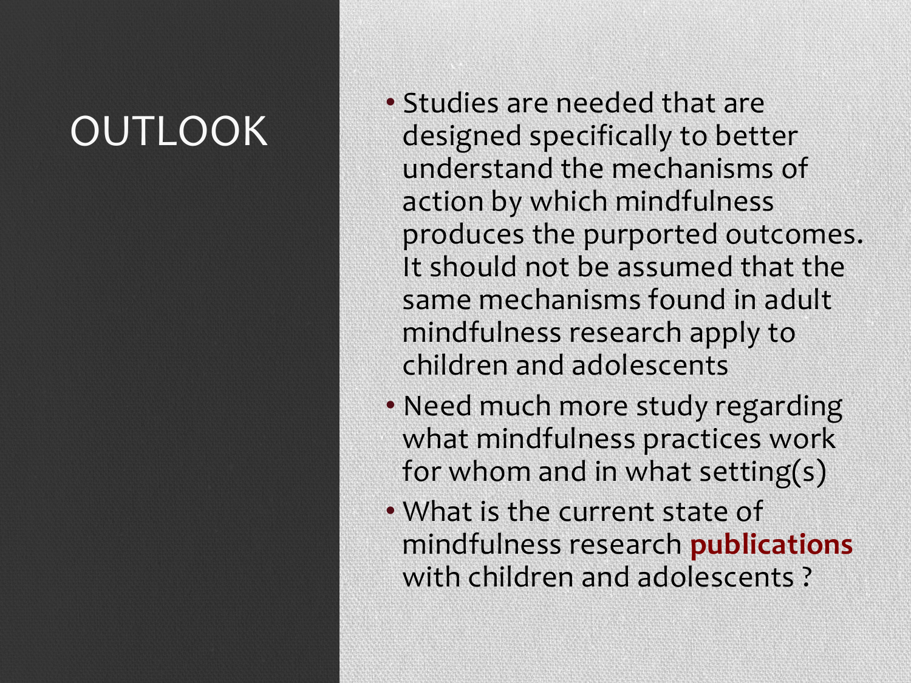# OUTLOOK

- Studies are needed that are designed specifically to better understand the mechanisms of action by which mindfulness produces the purported outcomes. It should not be assumed that the same mechanisms found in adult mindfulness research apply to children and adolescents
- Need much more study regarding what mindfulness practices work for whom and in what setting(s)
- What is the current state of mindfulness research **publications** with children and adolescents ?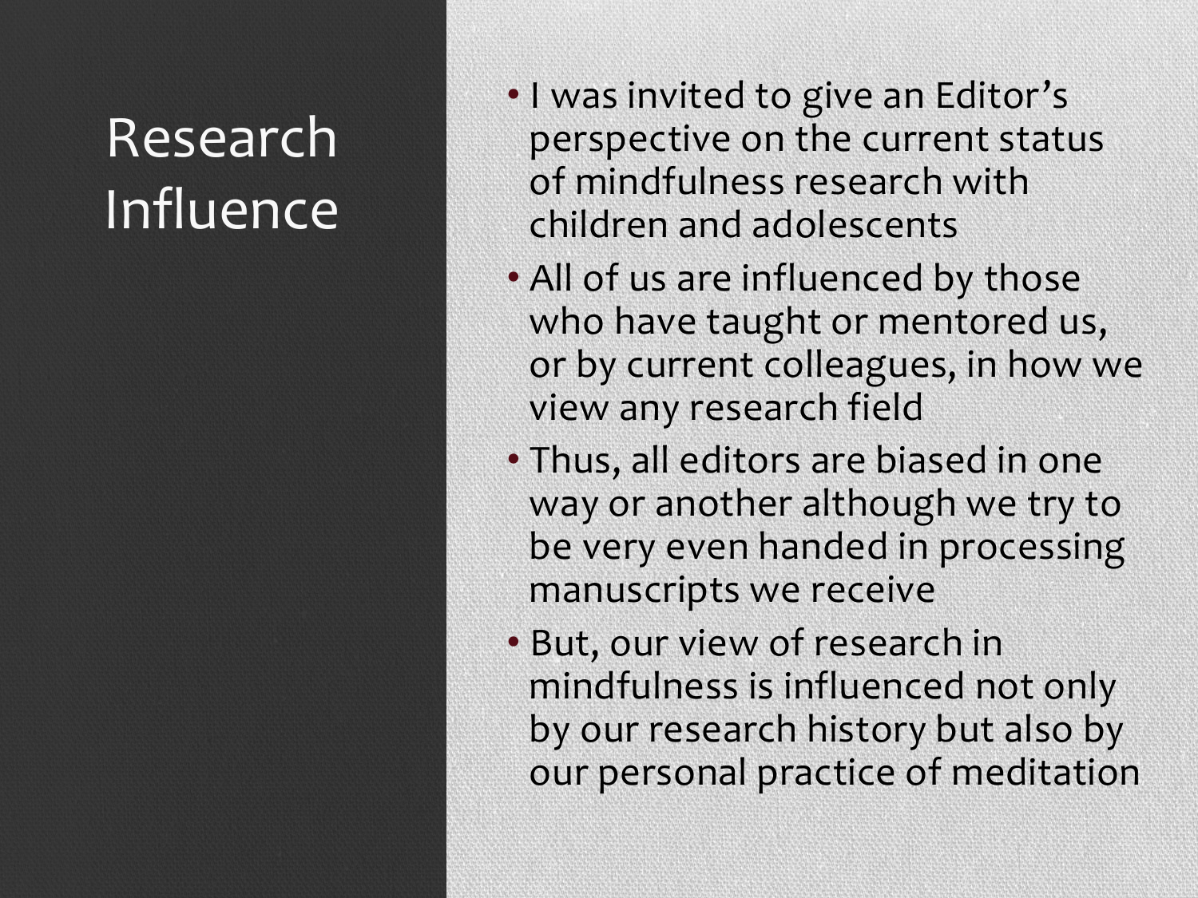# Research Influence

- I was invited to give an Editor’s perspective on the current status of mindfulness research with children and adolescents
- All of us are influenced by those who have taught or mentored us, or by current colleagues, in how we view any research field
- Thus, all editors are biased in one way or another although we try to be very even handed in processing manuscripts we receive
- But, our view of research in mindfulness is influenced not only by our research history but also by our personal practice of meditation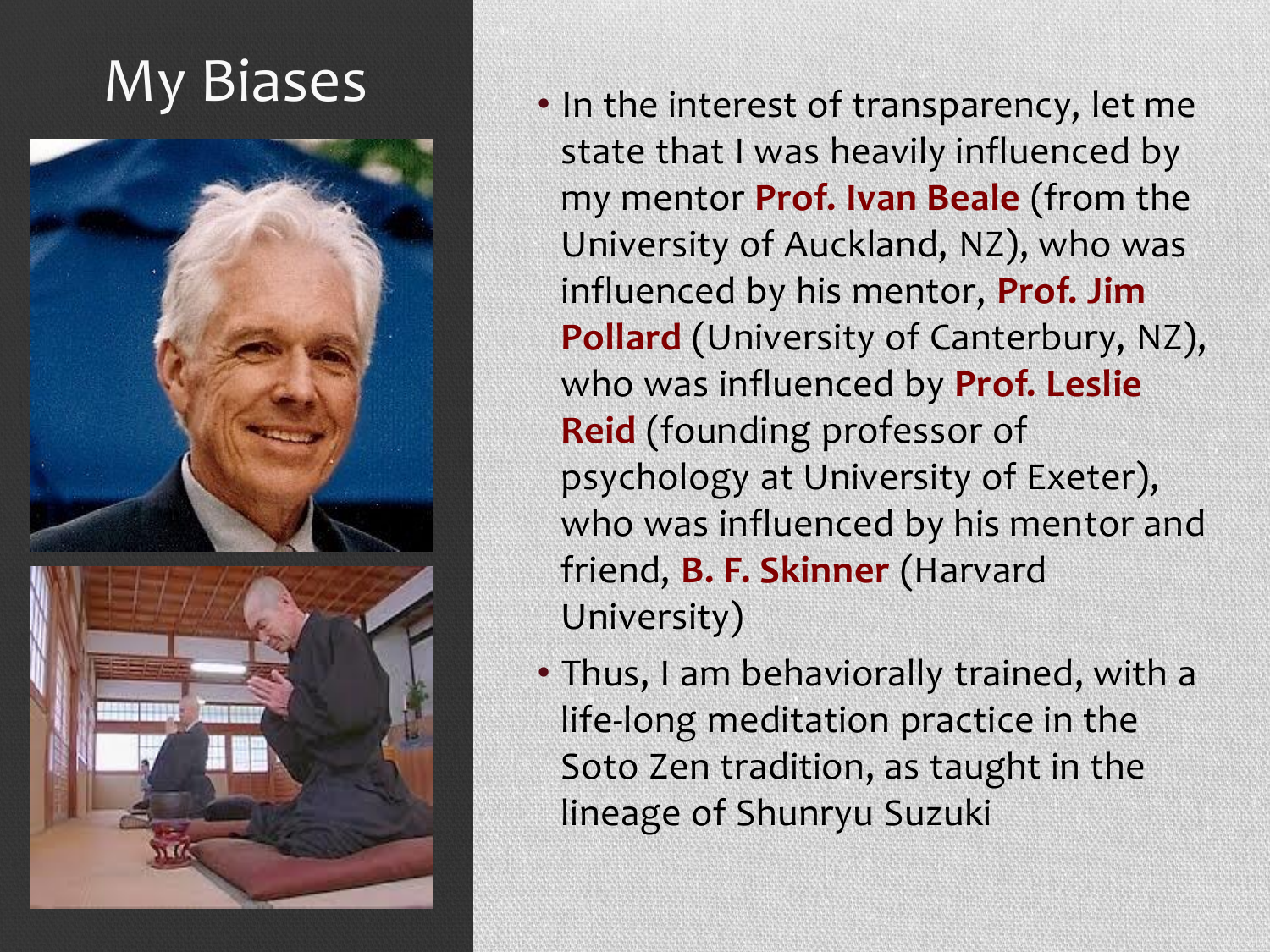# My Biases

- In the interest of transparency, let me state that I was heavily influenced by my mentor **Prof. Ivan Beale** (from the University of Auckland, NZ), who was influenced by his mentor, **Prof. Jim Pollard** (University of Canterbury, NZ), who was influenced by **Prof. Leslie Reid** (founding professor of psychology at University of Exeter), who was influenced by his mentor and friend, **B. F. Skinner** (Harvard University)
- Thus, I am behaviorally trained, with a life-long meditation practice in the Soto Zen tradition, as taught in the lineage of Shunryu Suzuki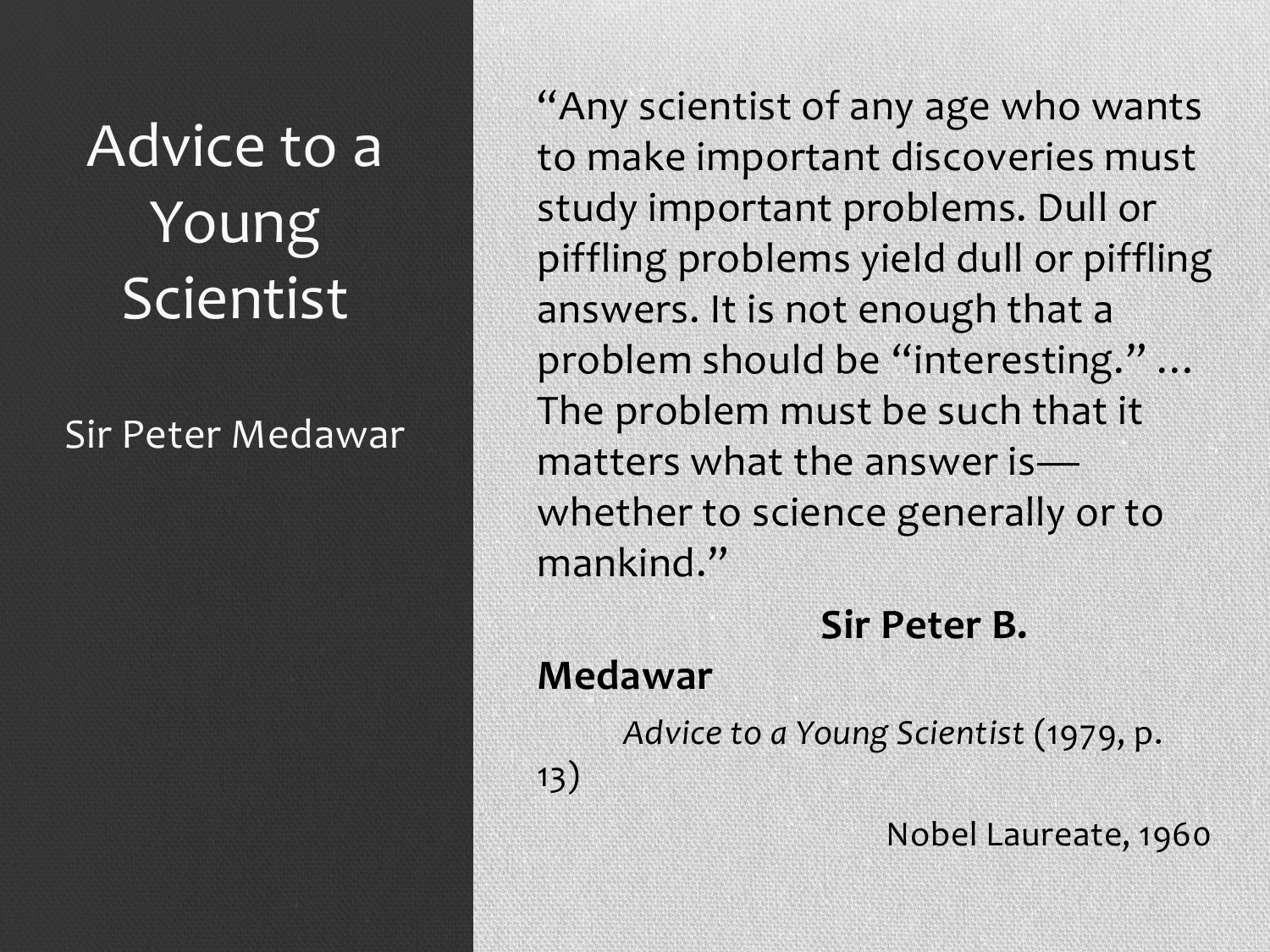# Advice to a Young Scientist

Sir Peter Medawar

"Any scientist of any age who wants to make important discoveries must study important problems. Dull or piffling problems yield dull or piffling answers. It is not enough that a problem should be "interesting." ... The problem must be such that it matters what the answer is—whether to science generally or to mankind."

**Sir Peter B. Medawar**

*Advice to a Young Scientist* (1979, p. 13)

Nobel Laureate, 1960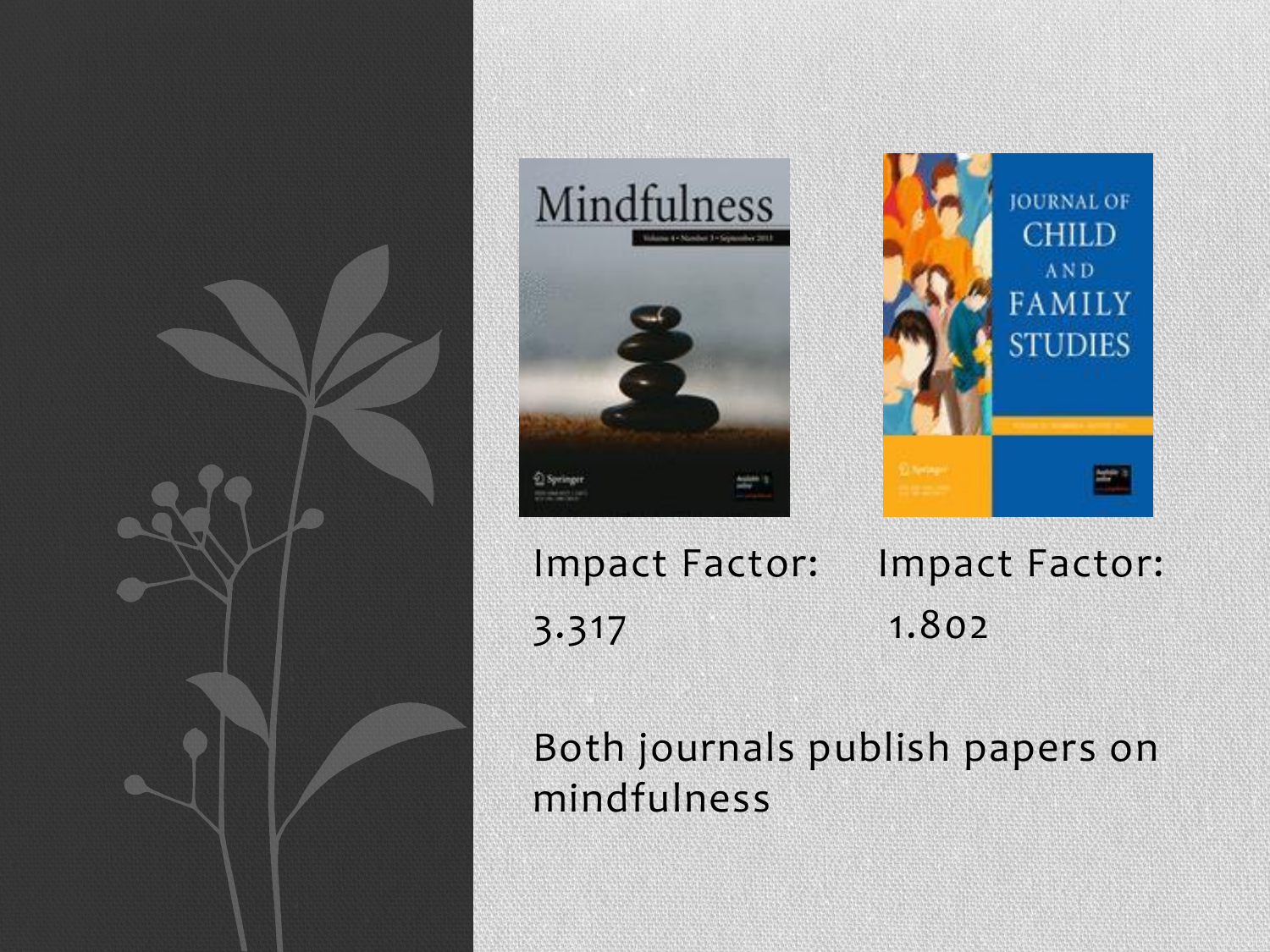Impact Factor: 3.317

Impact Factor: 1.802

Both journals publish papers on mindfulness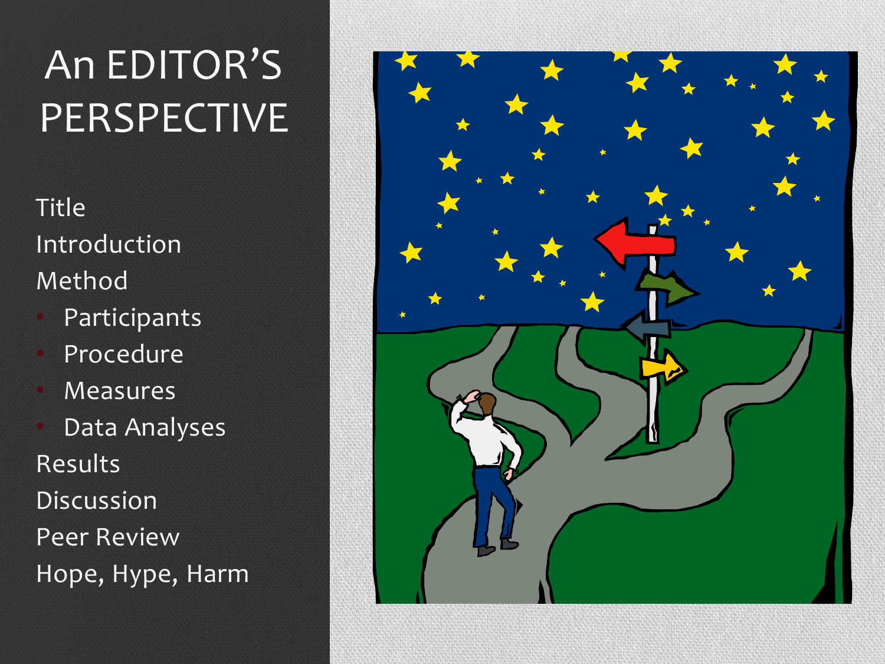# An EDITOR'S PERSPECTIVE

Title

Introduction

Method

- Participants
- Procedure
- Measures
- Data Analyses

Results

Discussion

Peer Review

Hope, Hype, Harm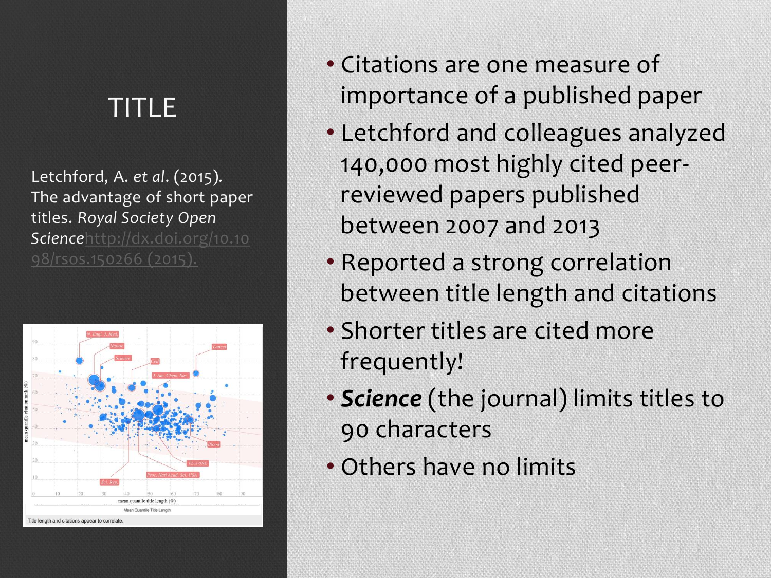# TITLE

Letchford, A. *et al*. (2015). The advantage of short paper titles. *Royal Society Open Science* http://dx.doi.org/10.1098/rsos.150266 (2015).

Title length and citations appear to correlate.

- Citations are one measure of importance of a published paper
- Letchford and colleagues analyzed 140,000 most highly cited peer-reviewed papers published between 2007 and 2013
- Reported a strong correlation between title length and citations
- Shorter titles are cited more frequently!
- ***Science*** (the journal) limits titles to 90 characters
- Others have no limits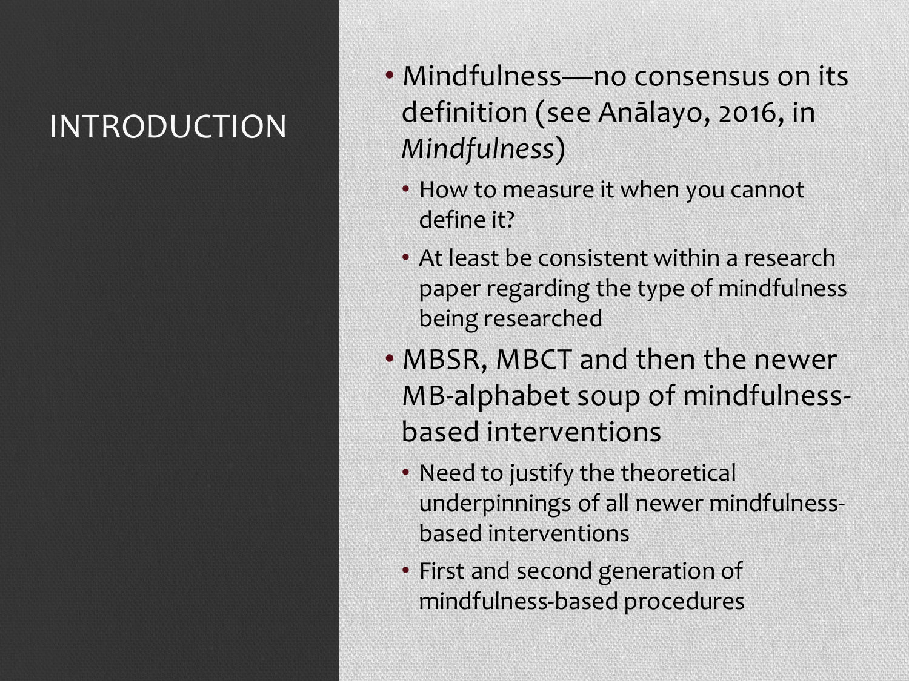# INTRODUCTION

- Mindfulness—no consensus on its definition (see Anālayo, 2016, in *Mindfulness*)
  - How to measure it when you cannot define it?
  - At least be consistent within a research paper regarding the type of mindfulness being researched
- MBSR, MBCT and then the newer MB-alphabet soup of mindfulness-based interventions
  - Need to justify the theoretical underpinnings of all newer mindfulness-based interventions
  - First and second generation of mindfulness-based procedures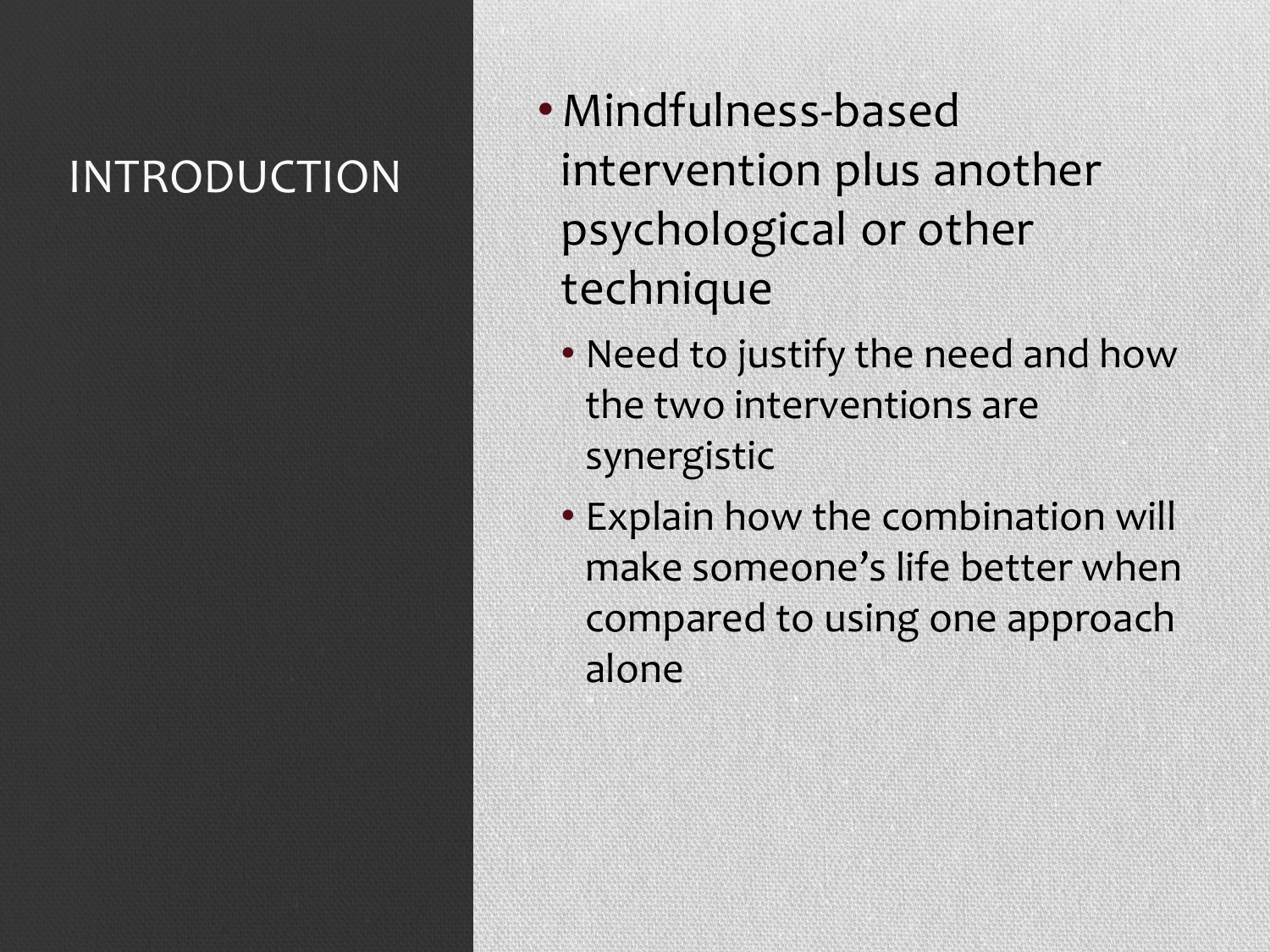# INTRODUCTION

- Mindfulness-based intervention plus another psychological or other technique
  - Need to justify the need and how the two interventions are synergistic
  - Explain how the combination will make someone's life better when compared to using one approach alone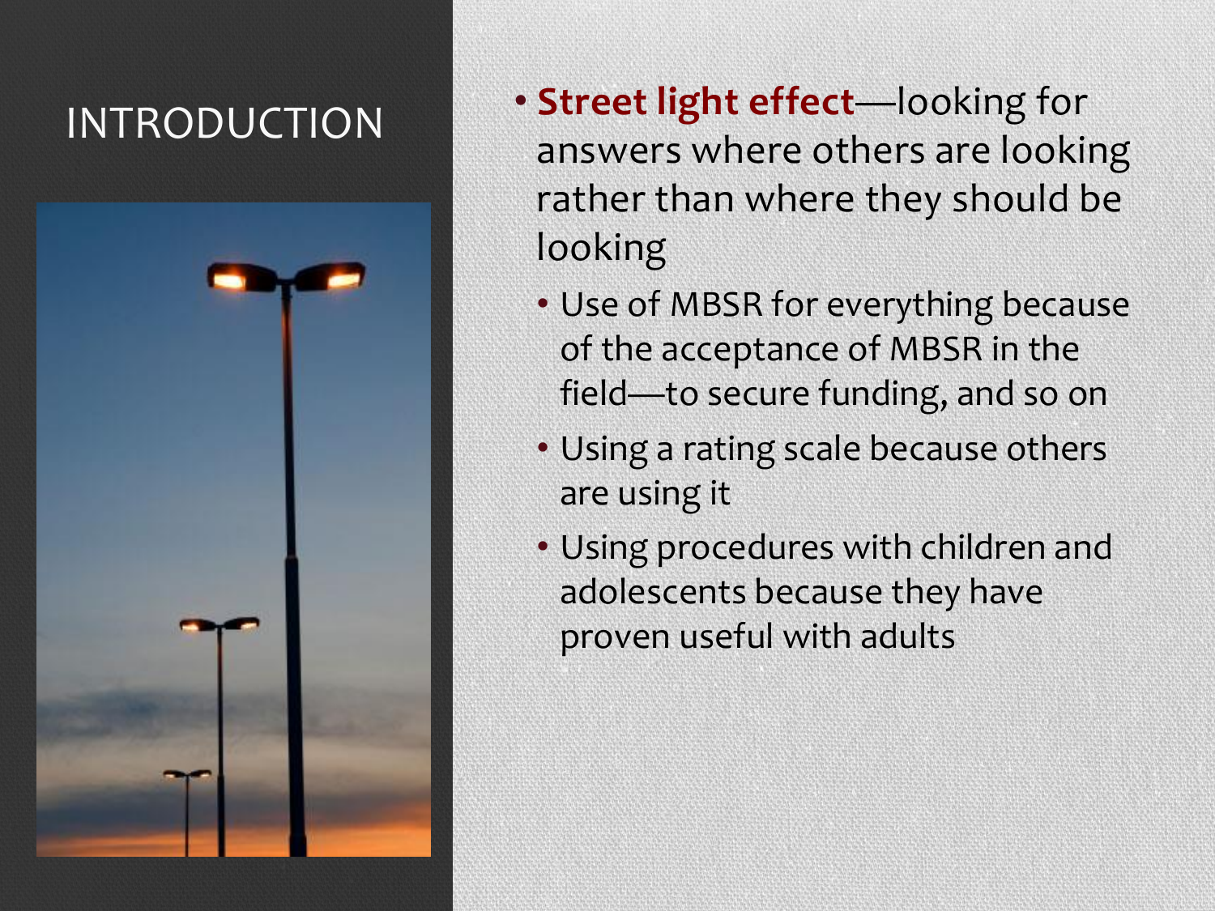# INTRODUCTION

- **Street light effect**—looking for answers where others are looking rather than where they should be looking
  - Use of MBSR for everything because of the acceptance of MBSR in the field—to secure funding, and so on
  - Using a rating scale because others are using it
  - Using procedures with children and adolescents because they have proven useful with adults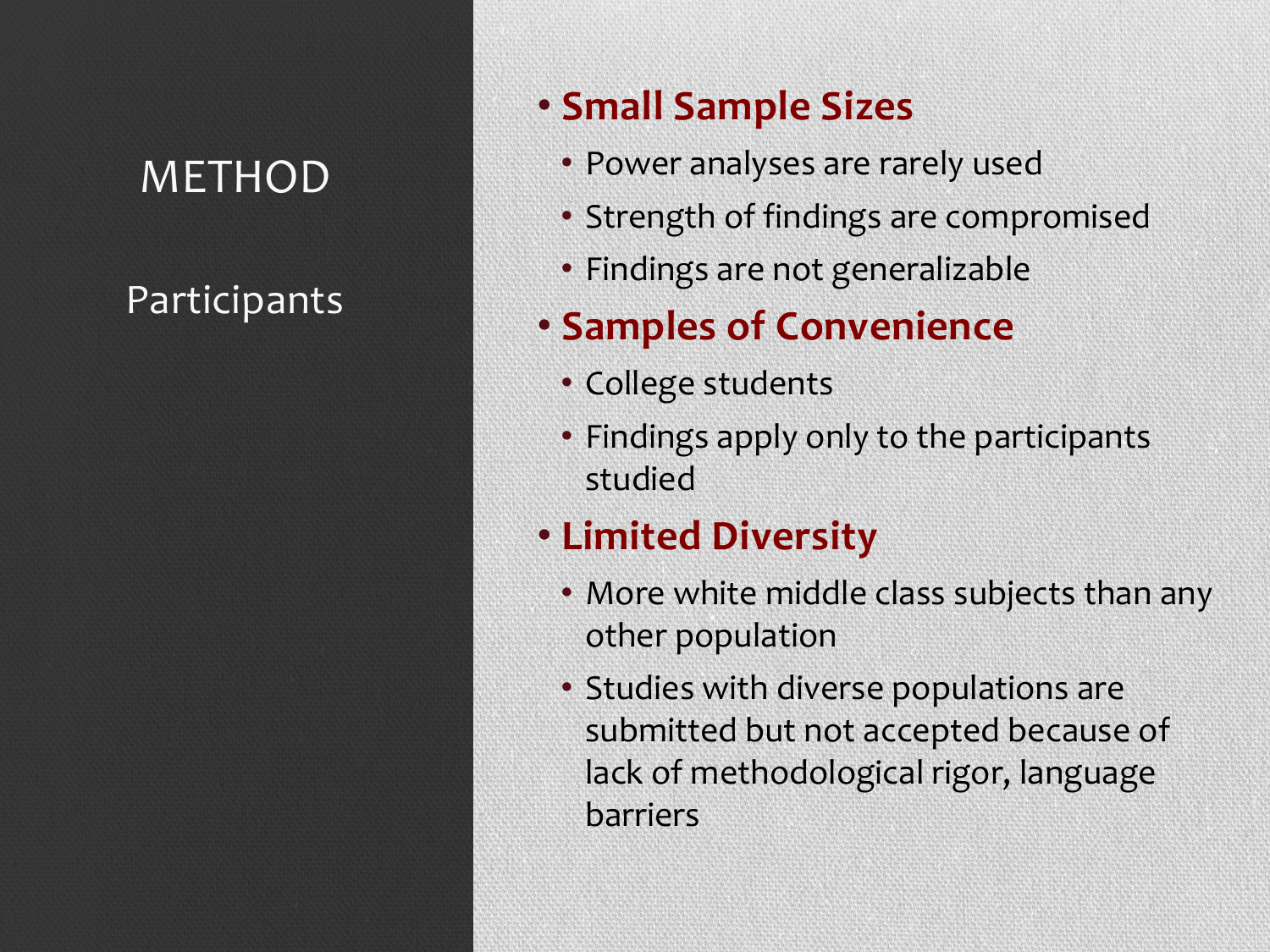# METHOD

## Participants

- **Small Sample Sizes**
  - Power analyses are rarely used
  - Strength of findings are compromised
  - Findings are not generalizable
- **Samples of Convenience**
  - College students
  - Findings apply only to the participants studied
- **Limited Diversity**
  - More white middle class subjects than any other population
  - Studies with diverse populations are submitted but not accepted because of lack of methodological rigor, language barriers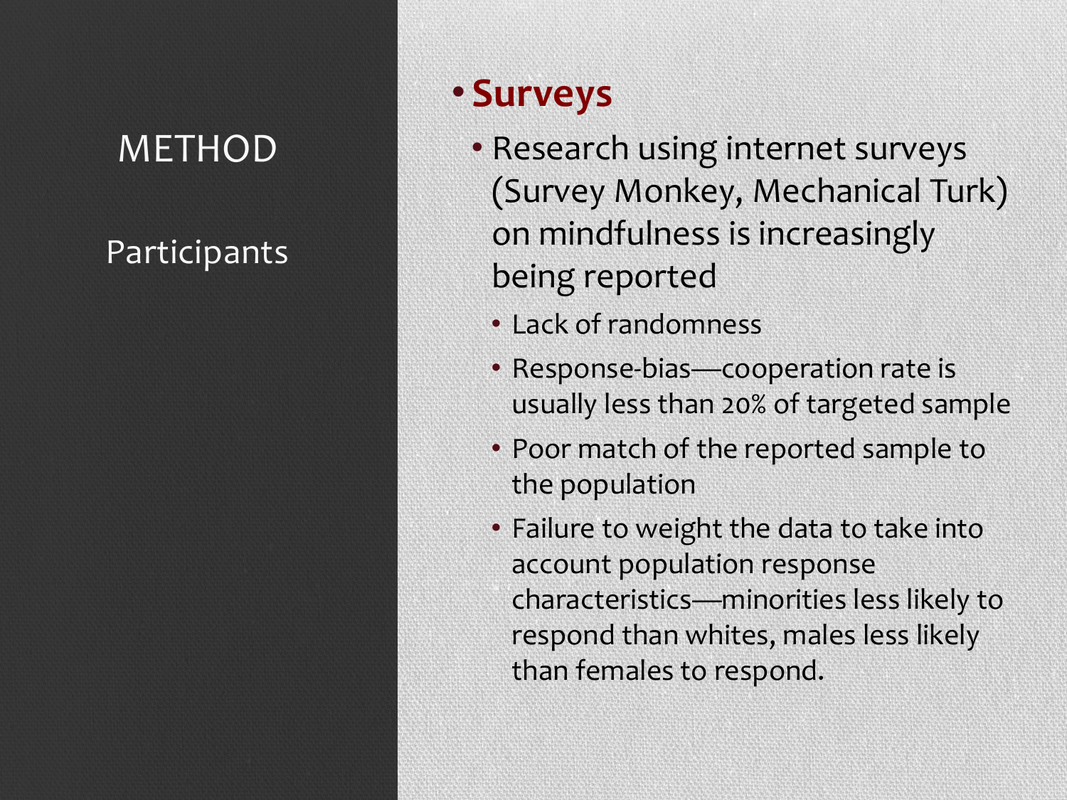# METHOD

## Participants

- **Surveys**
  - Research using internet surveys (Survey Monkey, Mechanical Turk) on mindfulness is increasingly being reported
    - Lack of randomness
    - Response-bias—cooperation rate is usually less than 20% of targeted sample
    - Poor match of the reported sample to the population
    - Failure to weight the data to take into account population response characteristics—minorities less likely to respond than whites, males less likely than females to respond.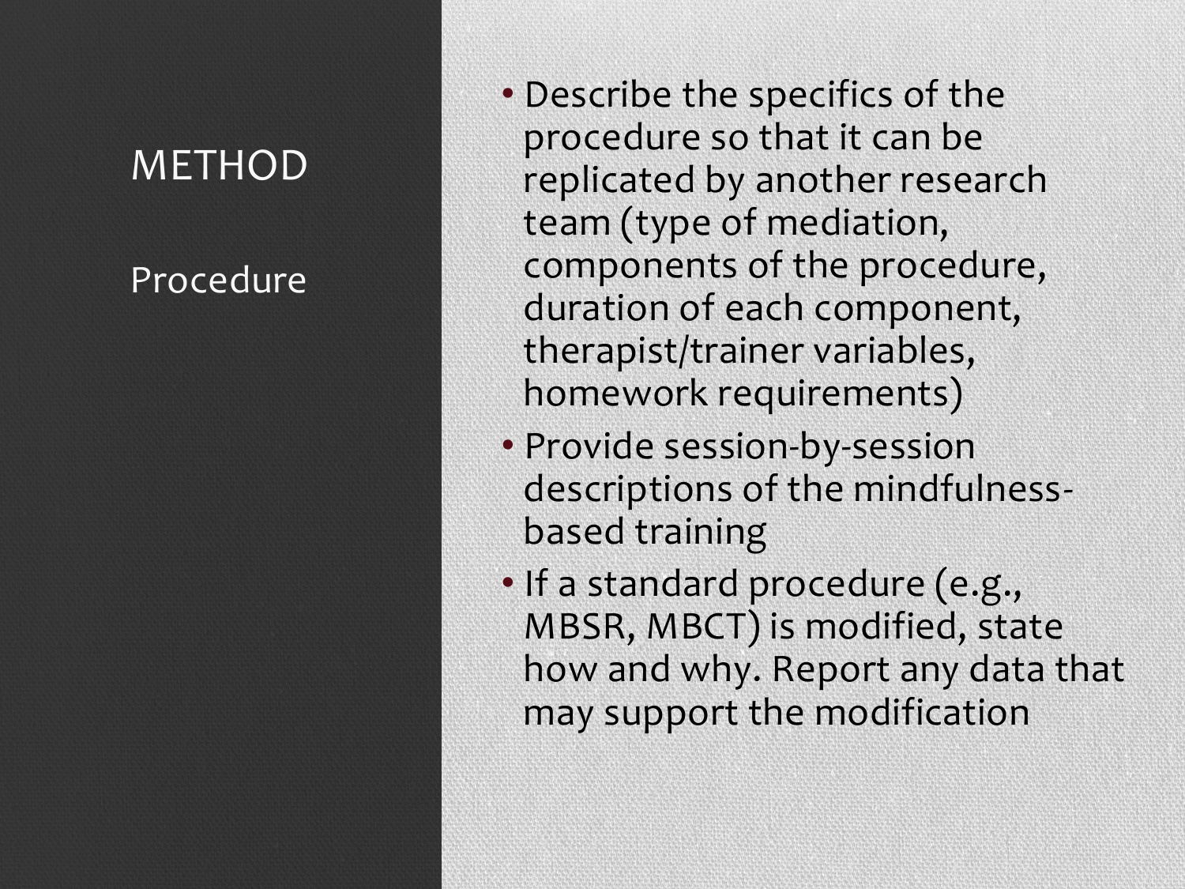# METHOD

## Procedure

- Describe the specifics of the procedure so that it can be replicated by another research team (type of mediation, components of the procedure, duration of each component, therapist/trainer variables, homework requirements)
- Provide session-by-session descriptions of the mindfulness-based training
- If a standard procedure (e.g., MBSR, MBCT) is modified, state how and why. Report any data that may support the modification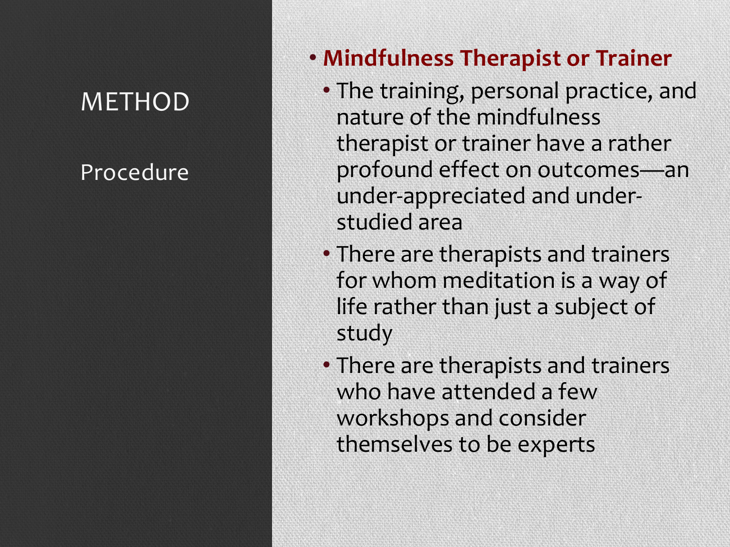# METHOD

## Procedure

- **Mindfulness Therapist or Trainer**
  - The training, personal practice, and nature of the mindfulness therapist or trainer have a rather profound effect on outcomes—an under-appreciated and under-studied area
  - There are therapists and trainers for whom meditation is a way of life rather than just a subject of study
  - There are therapists and trainers who have attended a few workshops and consider themselves to be experts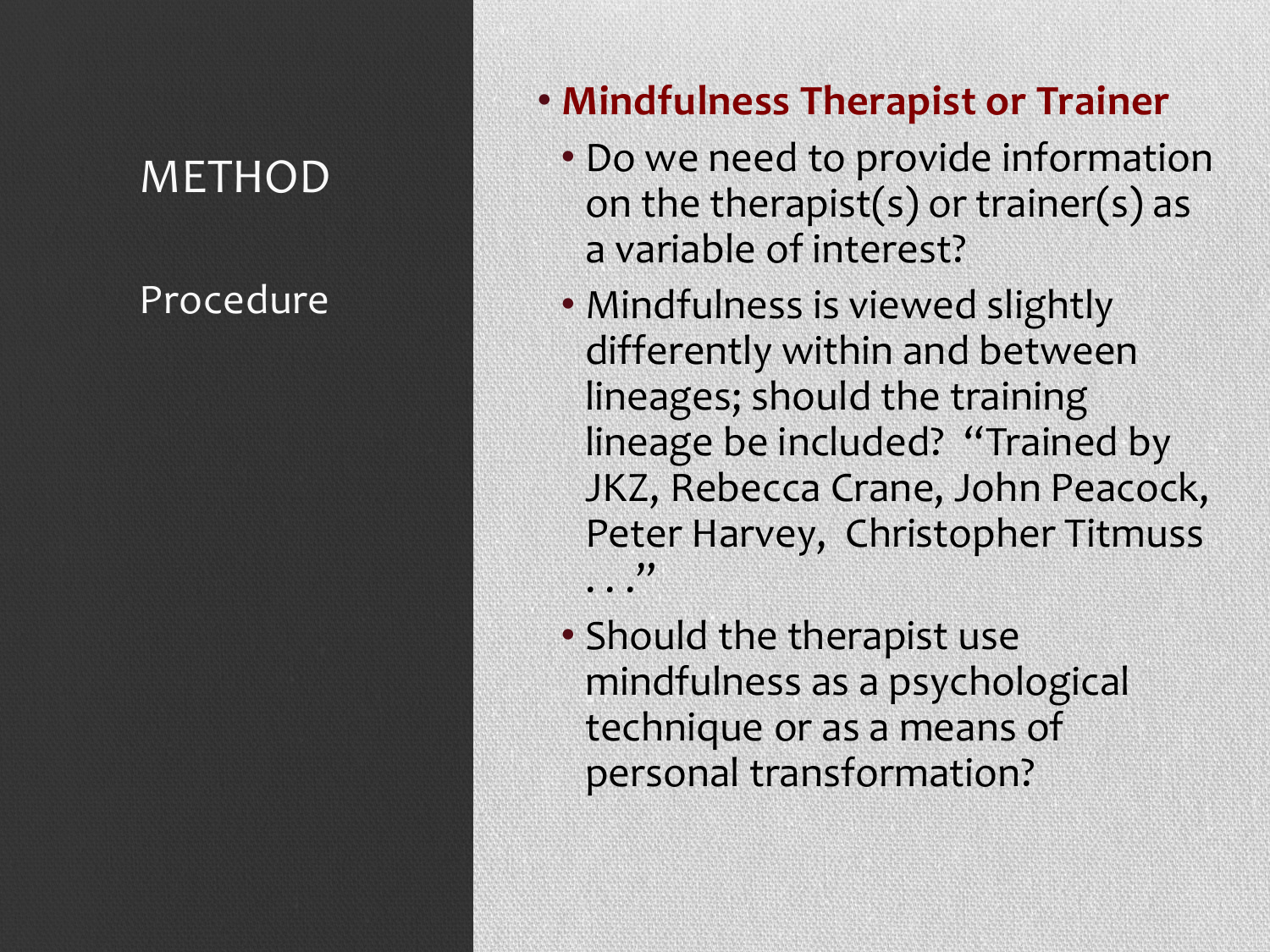# METHOD

## Procedure

- **Mindfulness Therapist or Trainer**
  - Do we need to provide information on the therapist(s) or trainer(s) as a variable of interest?
  - Mindfulness is viewed slightly differently within and between lineages; should the training lineage be included? "Trained by JKZ, Rebecca Crane, John Peacock, Peter Harvey, Christopher Titmuss . . ."
  - Should the therapist use mindfulness as a psychological technique or as a means of personal transformation?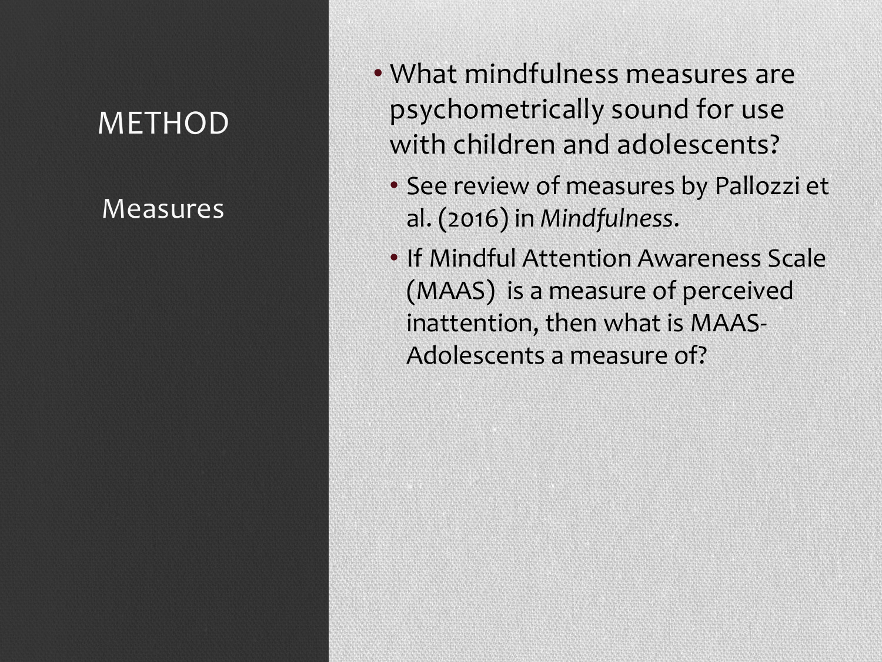# METHOD

## Measures

- What mindfulness measures are psychometrically sound for use with children and adolescents?
  - See review of measures by Pallozzi et al. (2016) in *Mindfulness*.
  - If Mindful Attention Awareness Scale (MAAS) is a measure of perceived inattention, then what is MAAS-Adolescents a measure of?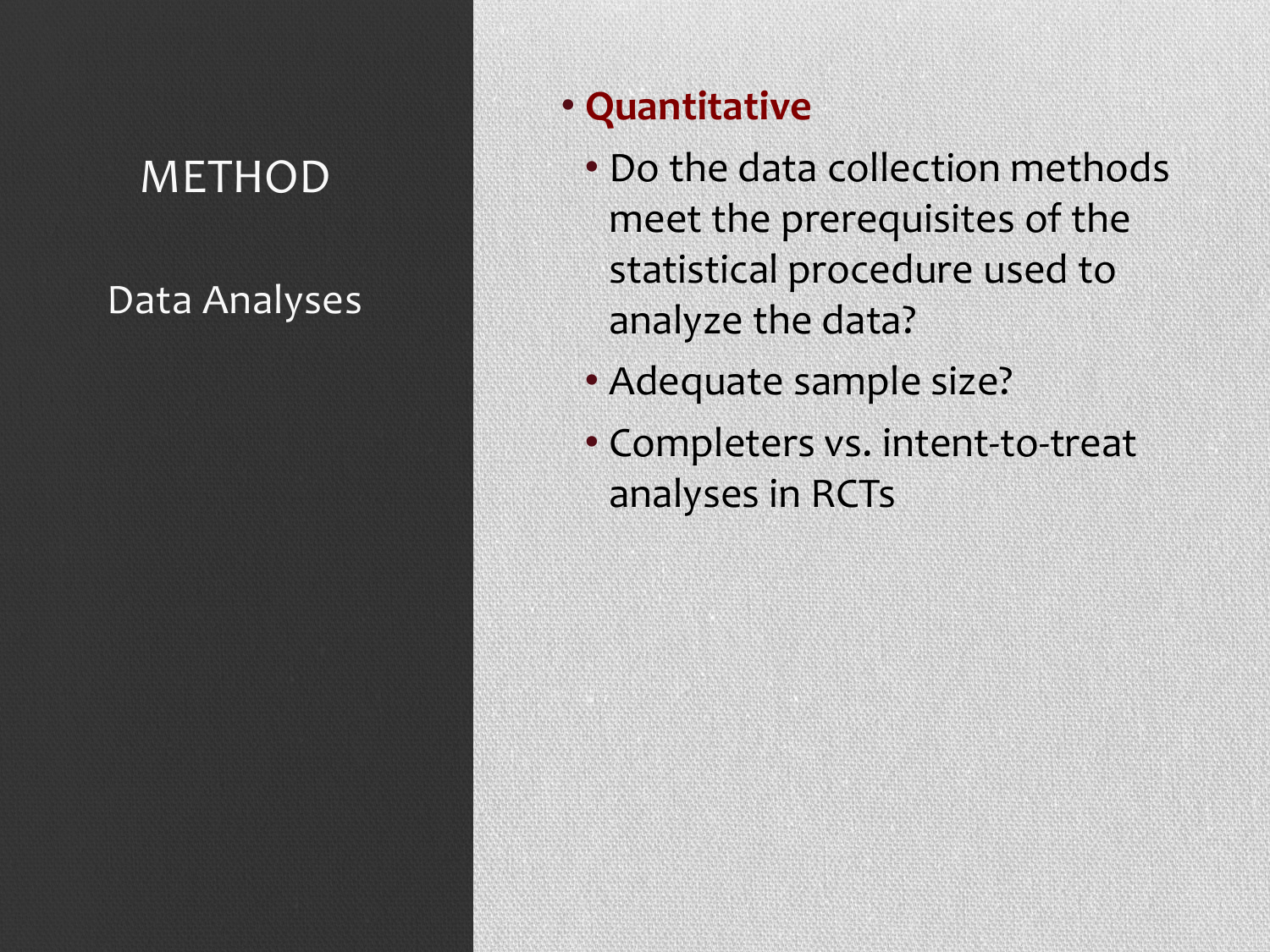# METHOD

## Data Analyses

- **Quantitative**
  - Do the data collection methods meet the prerequisites of the statistical procedure used to analyze the data?
  - Adequate sample size?
  - Completers vs. intent-to-treat analyses in RCTs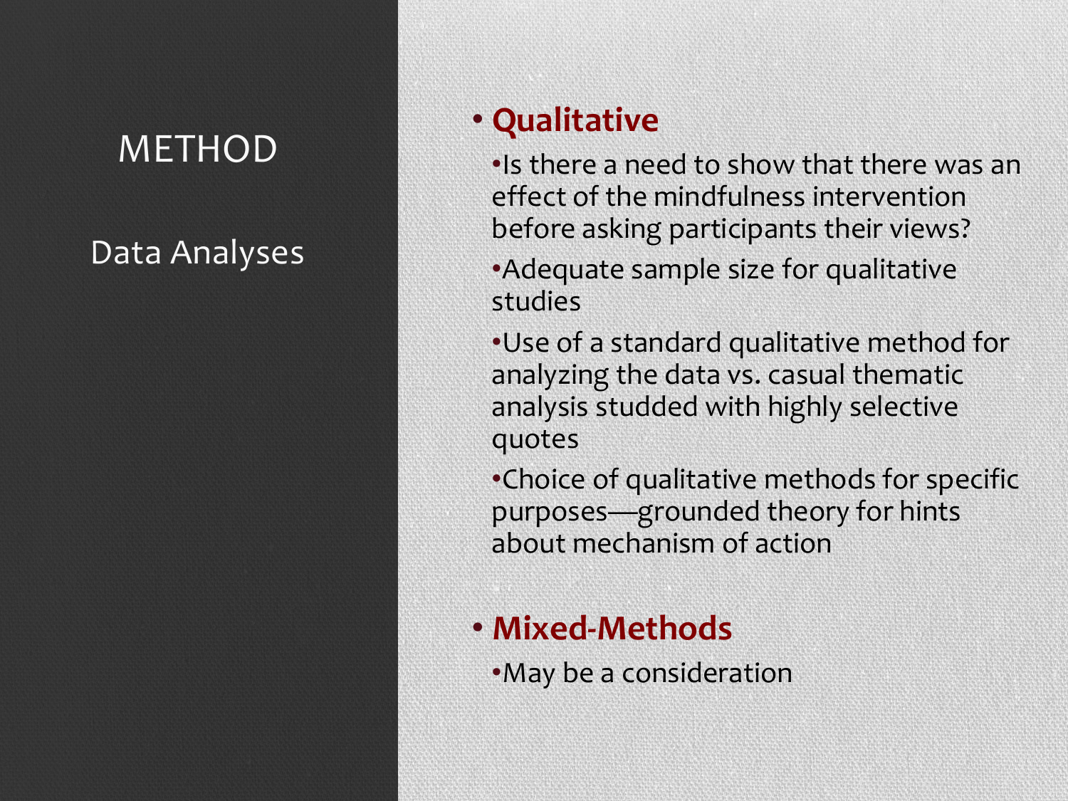# METHOD

## Data Analyses

- **Qualitative**
  - Is there a need to show that there was an effect of the mindfulness intervention before asking participants their views?
  - Adequate sample size for qualitative studies
  - Use of a standard qualitative method for analyzing the data vs. casual thematic analysis studded with highly selective quotes
  - Choice of qualitative methods for specific purposes—grounded theory for hints about mechanism of action
- **Mixed-Methods**
  - May be a consideration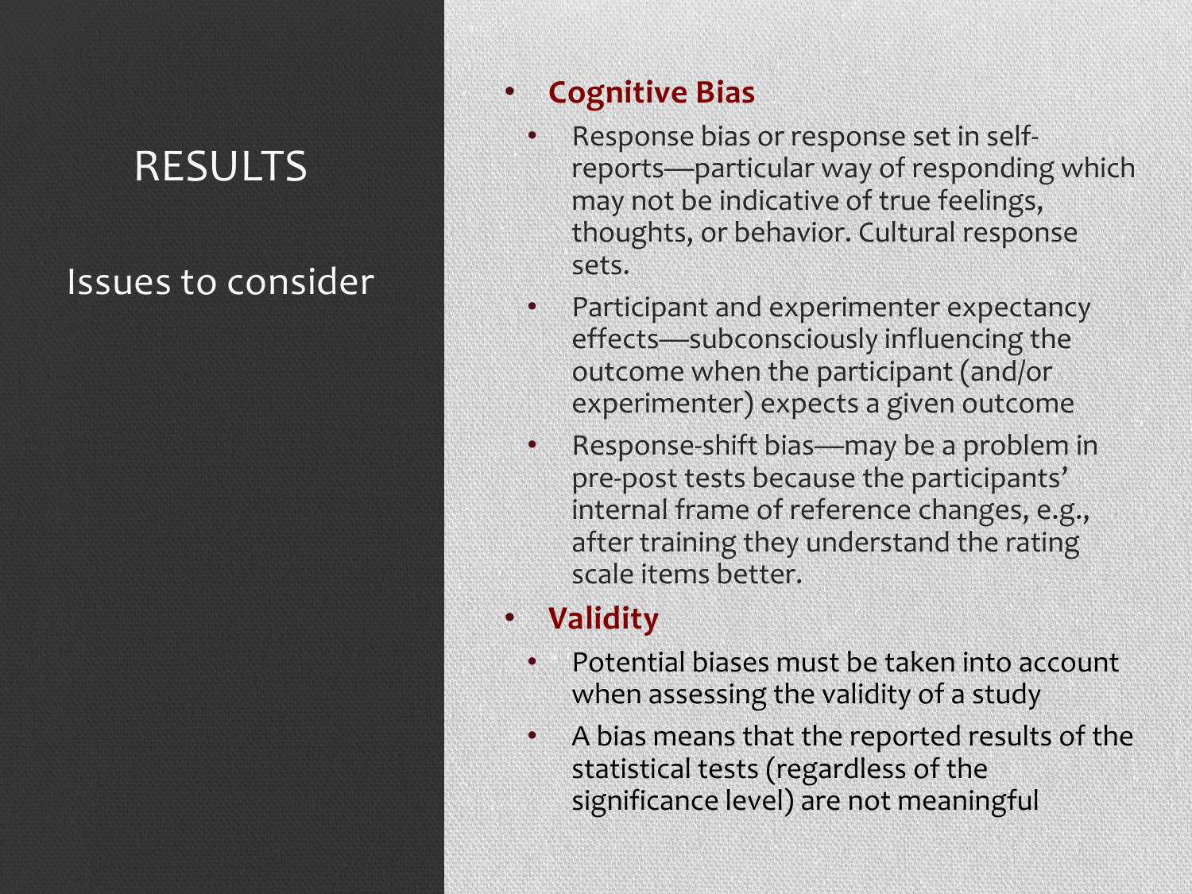# RESULTS

## Issues to consider

- **Cognitive Bias**
  - Response bias or response set in self-reports—particular way of responding which may not be indicative of true feelings, thoughts, or behavior. Cultural response sets.
  - Participant and experimenter expectancy effects—subconsciously influencing the outcome when the participant (and/or experimenter) expects a given outcome
  - Response-shift bias—may be a problem in pre-post tests because the participants' internal frame of reference changes, e.g., after training they understand the rating scale items better.
- **Validity**
  - Potential biases must be taken into account when assessing the validity of a study
  - A bias means that the reported results of the statistical tests (regardless of the significance level) are not meaningful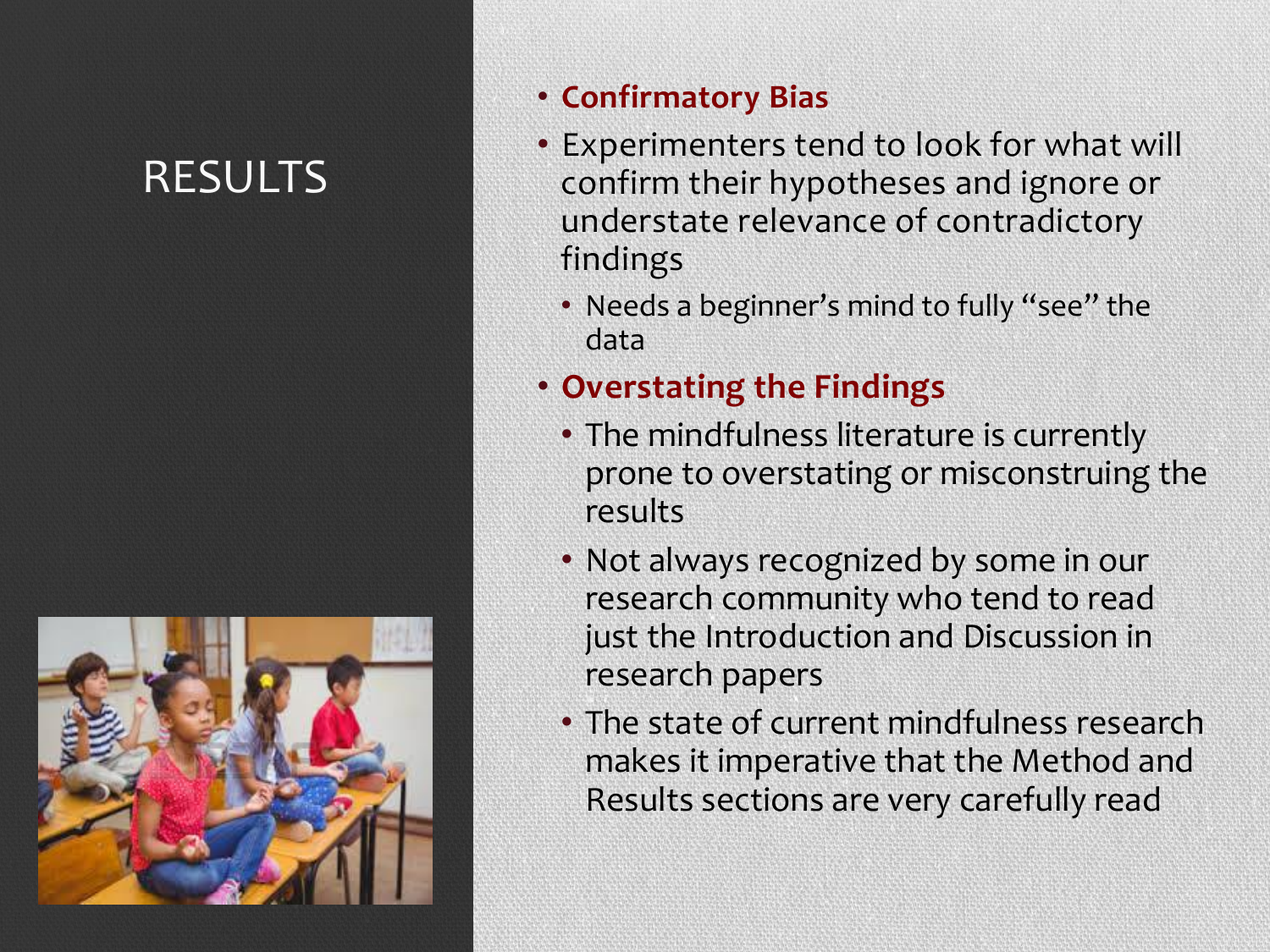# RESULTS

- **Confirmatory Bias**
- Experimenters tend to look for what will confirm their hypotheses and ignore or understate relevance of contradictory findings
  - Needs a beginner's mind to fully "see" the data
- **Overstating the Findings**
  - The mindfulness literature is currently prone to overstating or misconstruing the results
  - Not always recognized by some in our research community who tend to read just the Introduction and Discussion in research papers
  - The state of current mindfulness research makes it imperative that the Method and Results sections are very carefully read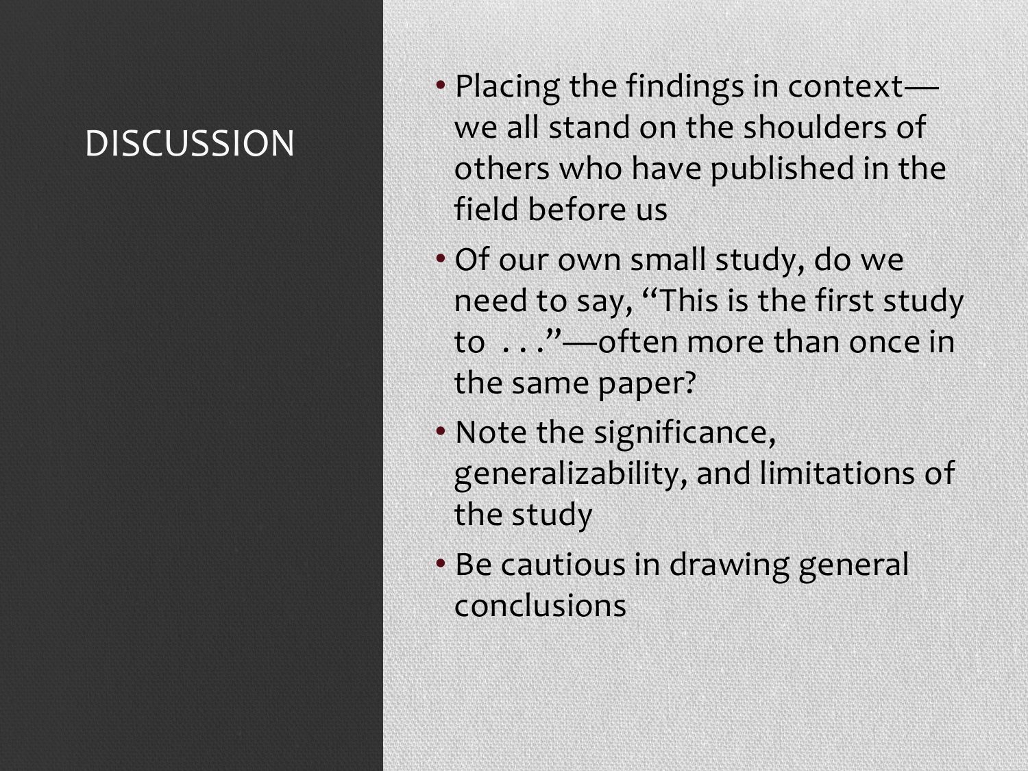# DISCUSSION

- Placing the findings in context—we all stand on the shoulders of others who have published in the field before us
- Of our own small study, do we need to say, "This is the first study to . . ."—often more than once in the same paper?
- Note the significance, generalizability, and limitations of the study
- Be cautious in drawing general conclusions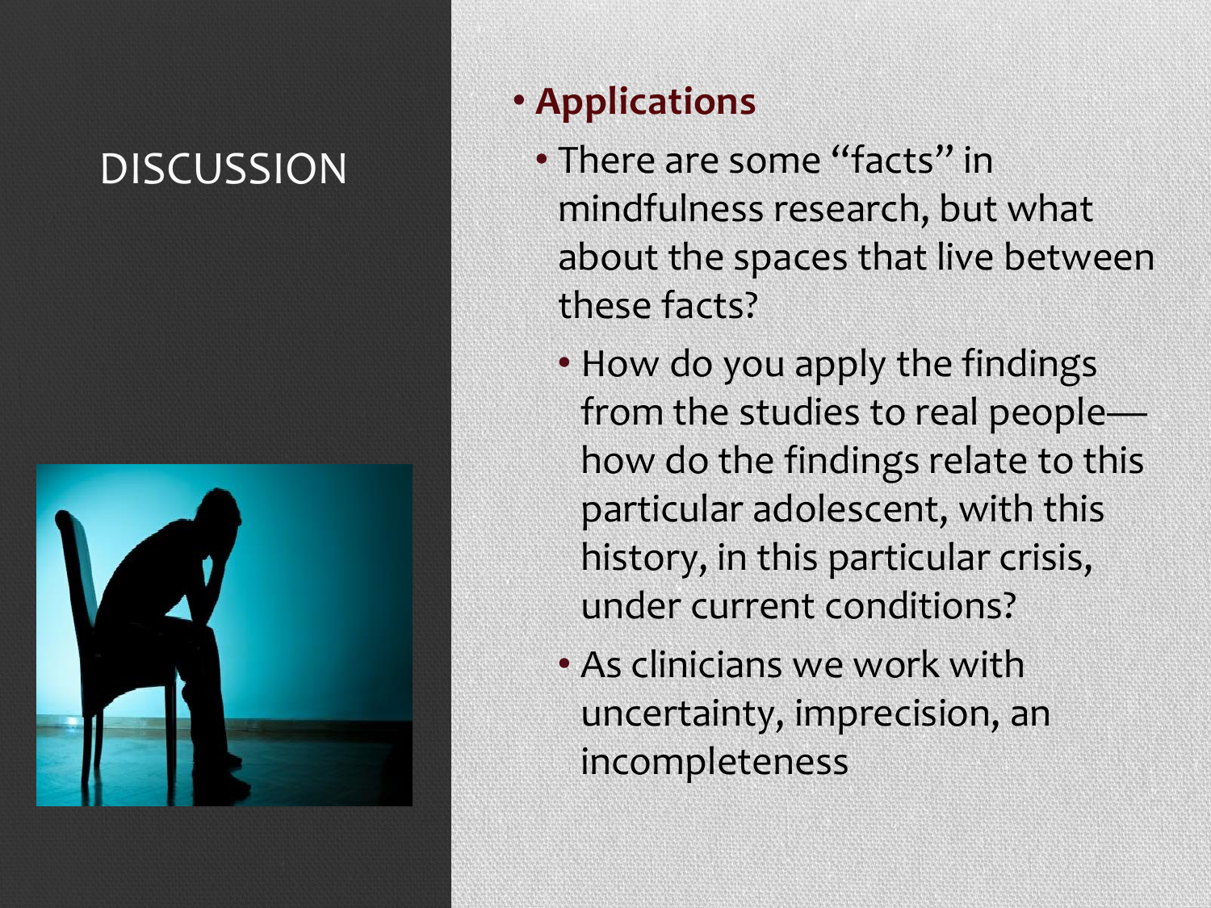# DISCUSSION

- **Applications**
  - There are some “facts” in mindfulness research, but what about the spaces that live between these facts?
    - How do you apply the findings from the studies to real people—how do the findings relate to this particular adolescent, with this history, in this particular crisis, under current conditions?
    - As clinicians we work with uncertainty, imprecision, an incompleteness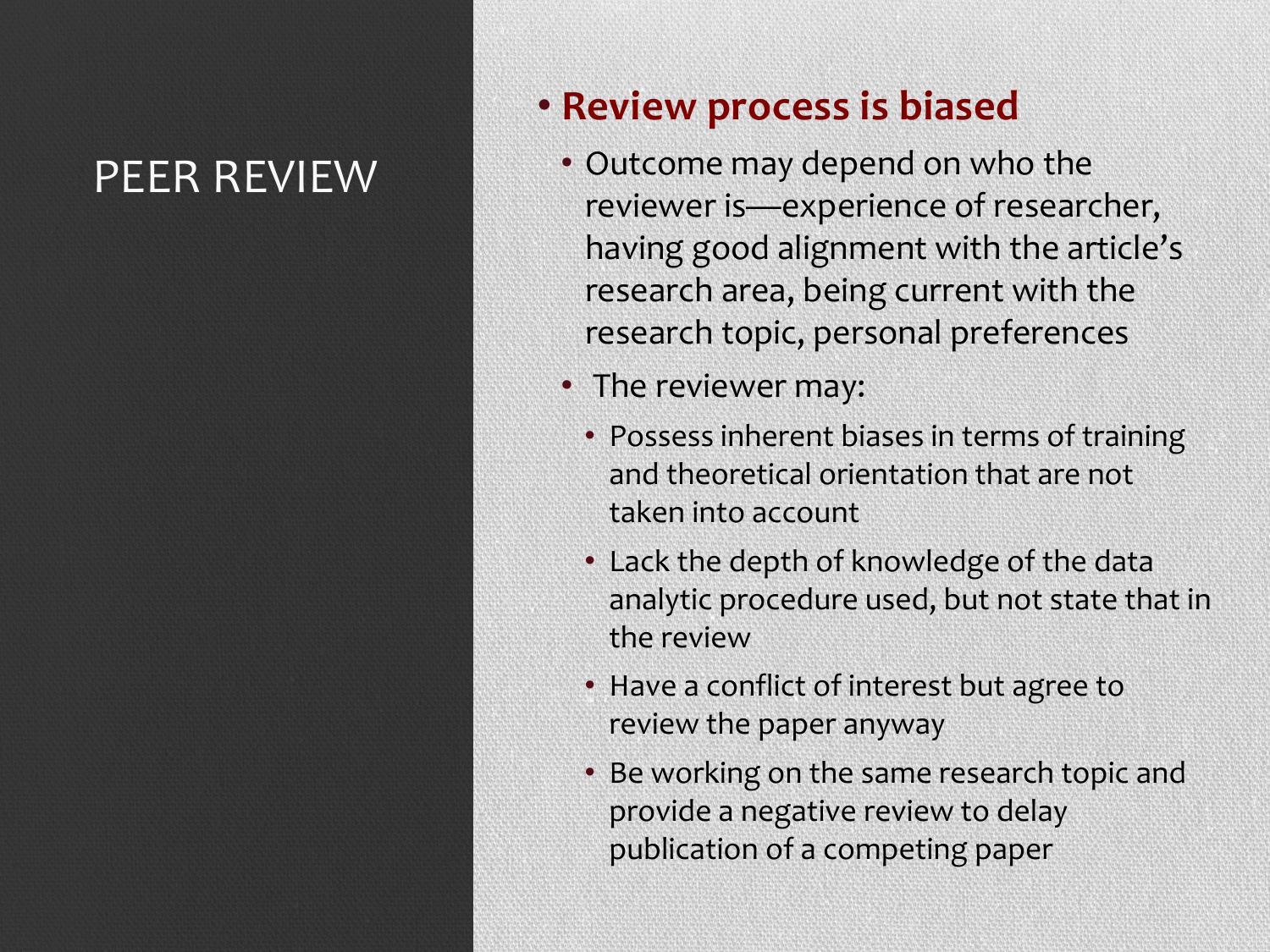# PEER REVIEW

- **Review process is biased**
  - Outcome may depend on who the reviewer is—experience of researcher, having good alignment with the article's research area, being current with the research topic, personal preferences
  - The reviewer may:
    - Possess inherent biases in terms of training and theoretical orientation that are not taken into account
    - Lack the depth of knowledge of the data analytic procedure used, but not state that in the review
    - Have a conflict of interest but agree to review the paper anyway
    - Be working on the same research topic and provide a negative review to delay publication of a competing paper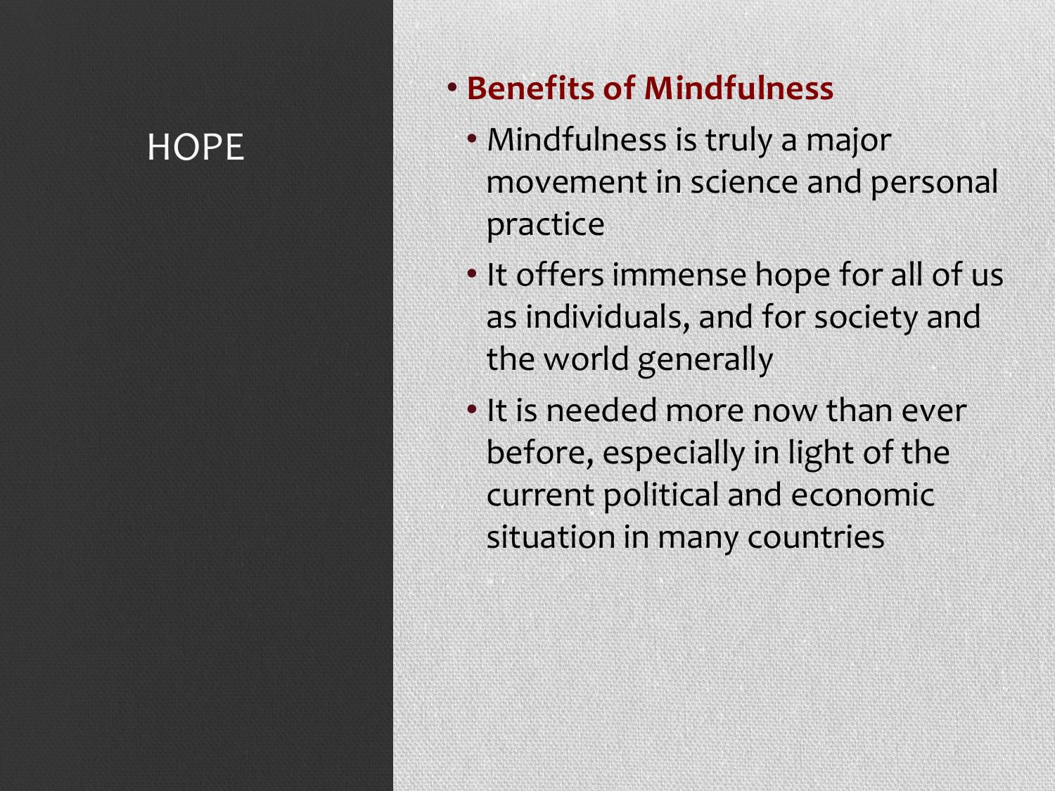# HOPE

- **Benefits of Mindfulness**
  - Mindfulness is truly a major movement in science and personal practice
  - It offers immense hope for all of us as individuals, and for society and the world generally
  - It is needed more now than ever before, especially in light of the current political and economic situation in many countries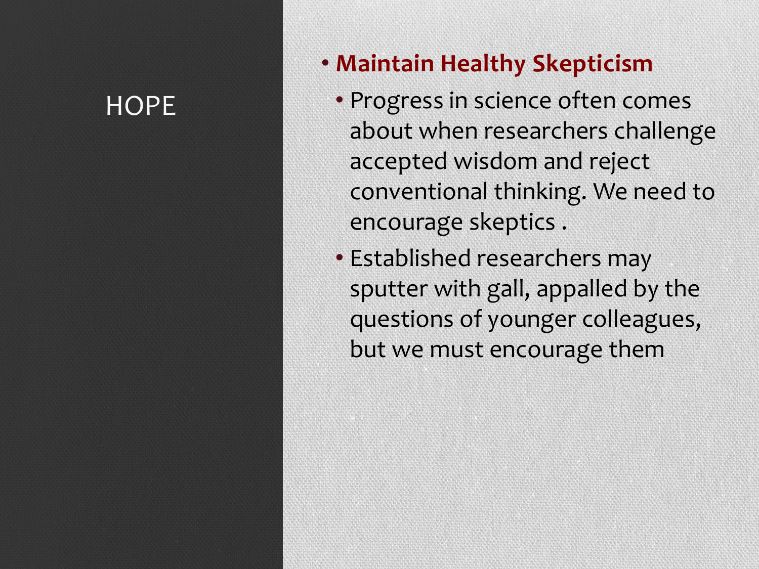# HOPE

- **Maintain Healthy Skepticism**
  - Progress in science often comes about when researchers challenge accepted wisdom and reject conventional thinking. We need to encourage skeptics .
  - Established researchers may sputter with gall, appalled by the questions of younger colleagues, but we must encourage them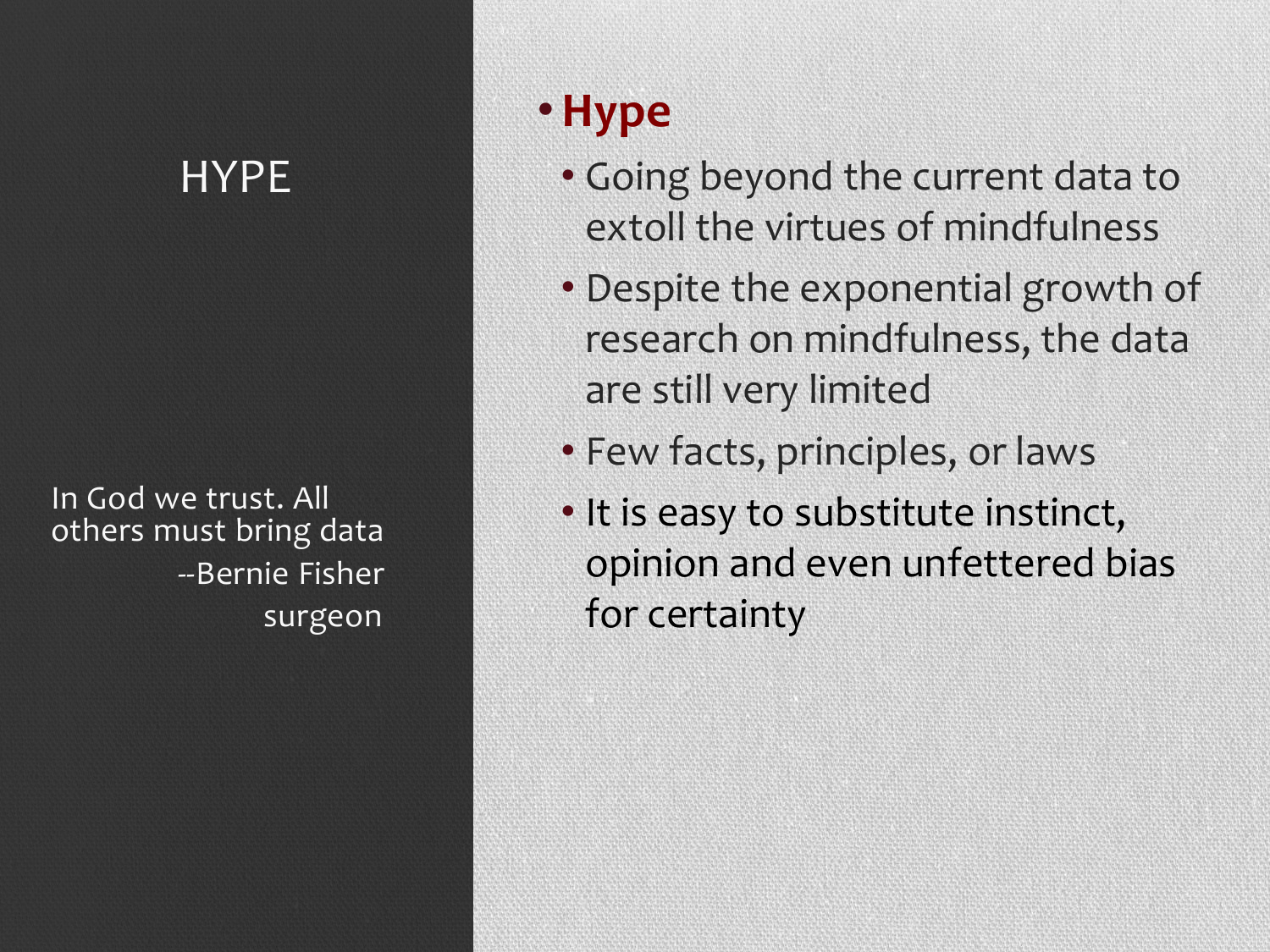# HYPE

> In God we trust. All others must bring data
>
> --Bernie Fisher
> surgeon

- **Hype**
  - Going beyond the current data to extoll the virtues of mindfulness
  - Despite the exponential growth of research on mindfulness, the data are still very limited
  - Few facts, principles, or laws
  - It is easy to substitute instinct, opinion and even unfettered bias for certainty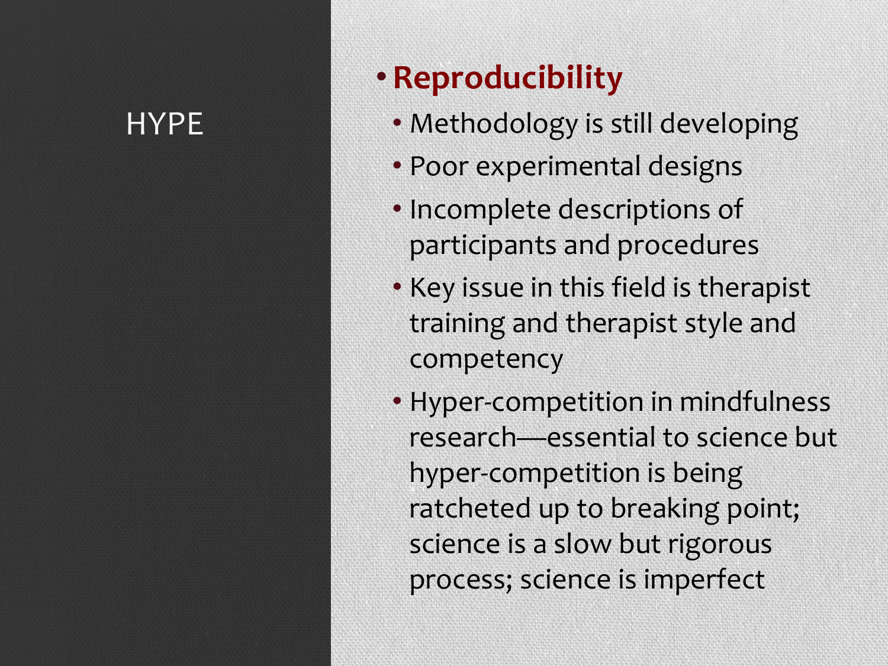# HYPE

- **Reproducibility**
  - Methodology is still developing
  - Poor experimental designs
  - Incomplete descriptions of participants and procedures
  - Key issue in this field is therapist training and therapist style and competency
  - Hyper-competition in mindfulness research—essential to science but hyper-competition is being ratcheted up to breaking point; science is a slow but rigorous process; science is imperfect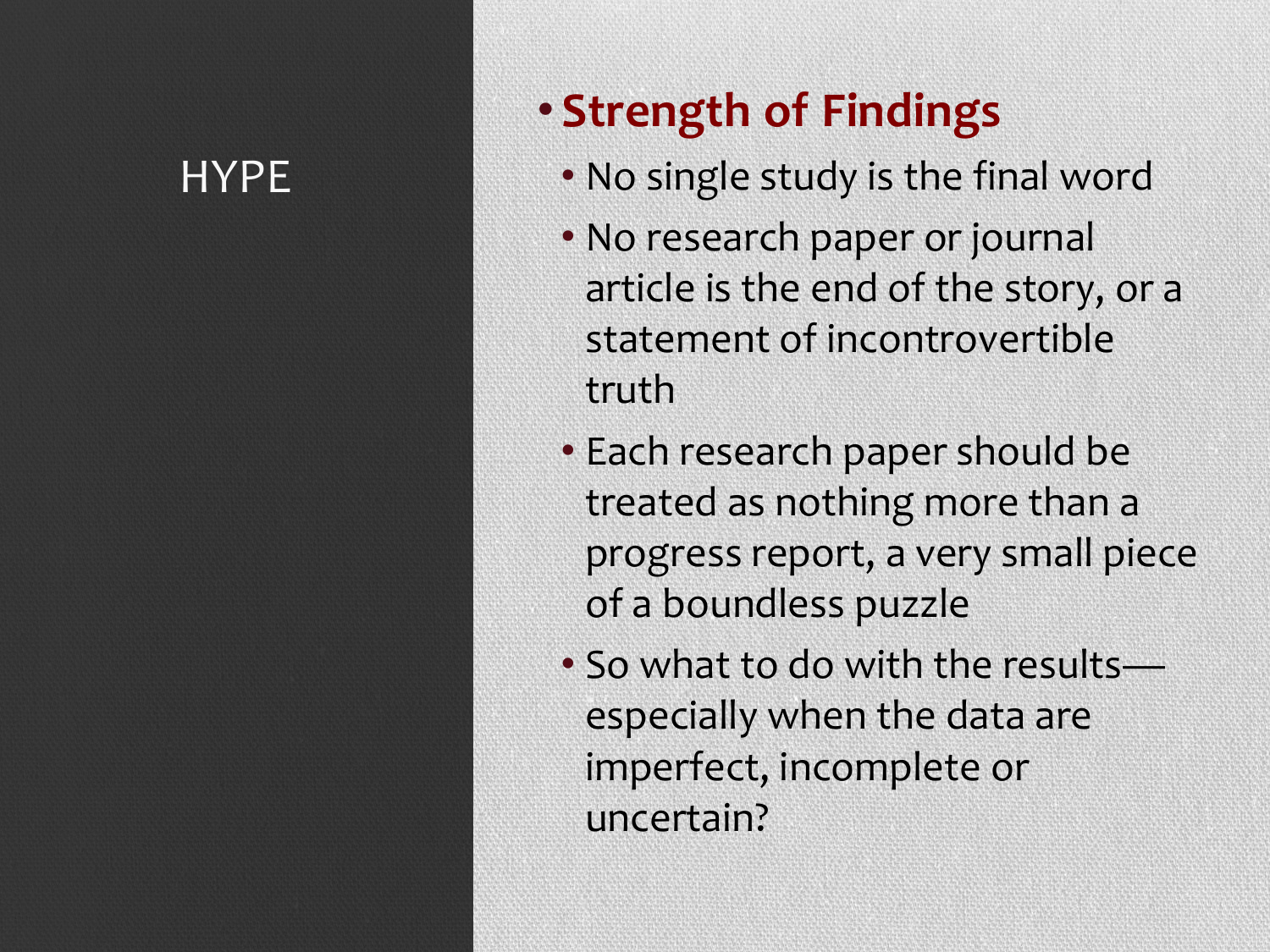# HYPE

- **Strength of Findings**
  - No single study is the final word
  - No research paper or journal article is the end of the story, or a statement of incontrovertible truth
  - Each research paper should be treated as nothing more than a progress report, a very small piece of a boundless puzzle
  - So what to do with the results—especially when the data are imperfect, incomplete or uncertain?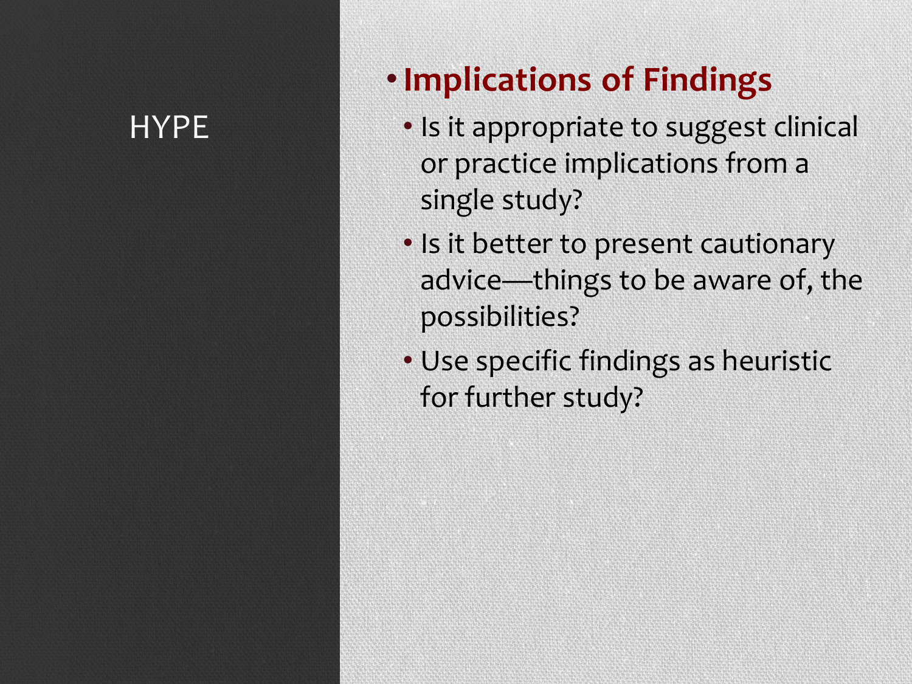# HYPE

- **Implications of Findings**
  - Is it appropriate to suggest clinical or practice implications from a single study?
  - Is it better to present cautionary advice—things to be aware of, the possibilities?
  - Use specific findings as heuristic for further study?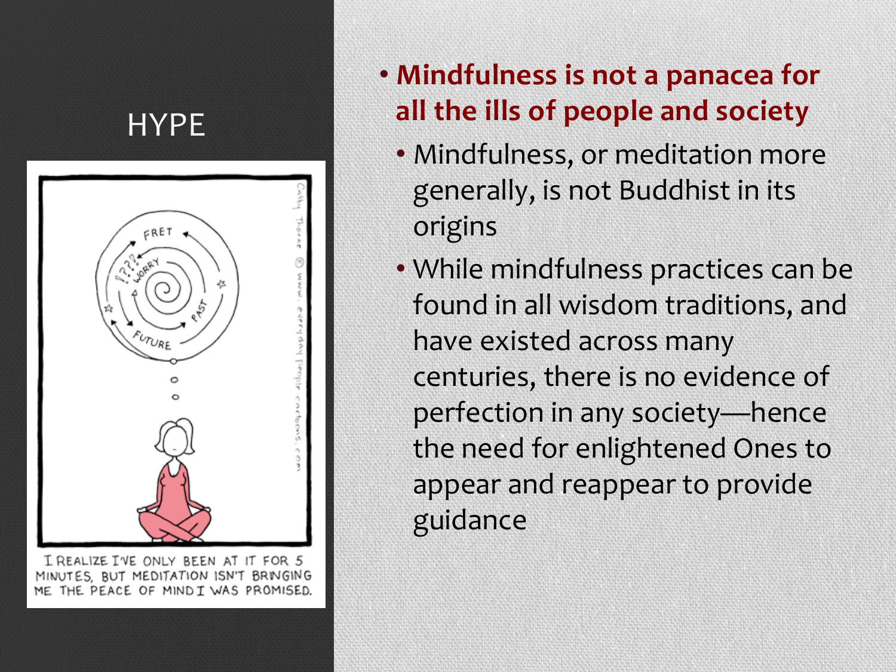# HYPE

I REALIZE I'VE ONLY BEEN AT IT FOR 5 MINUTES, BUT MEDITATION ISN'T BRINGING ME THE PEACE OF MIND I WAS PROMISED.

- **Mindfulness is not a panacea for all the ills of people and society**
  - Mindfulness, or meditation more generally, is not Buddhist in its origins
  - While mindfulness practices can be found in all wisdom traditions, and have existed across many centuries, there is no evidence of perfection in any society—hence the need for enlightened Ones to appear and reappear to provide guidance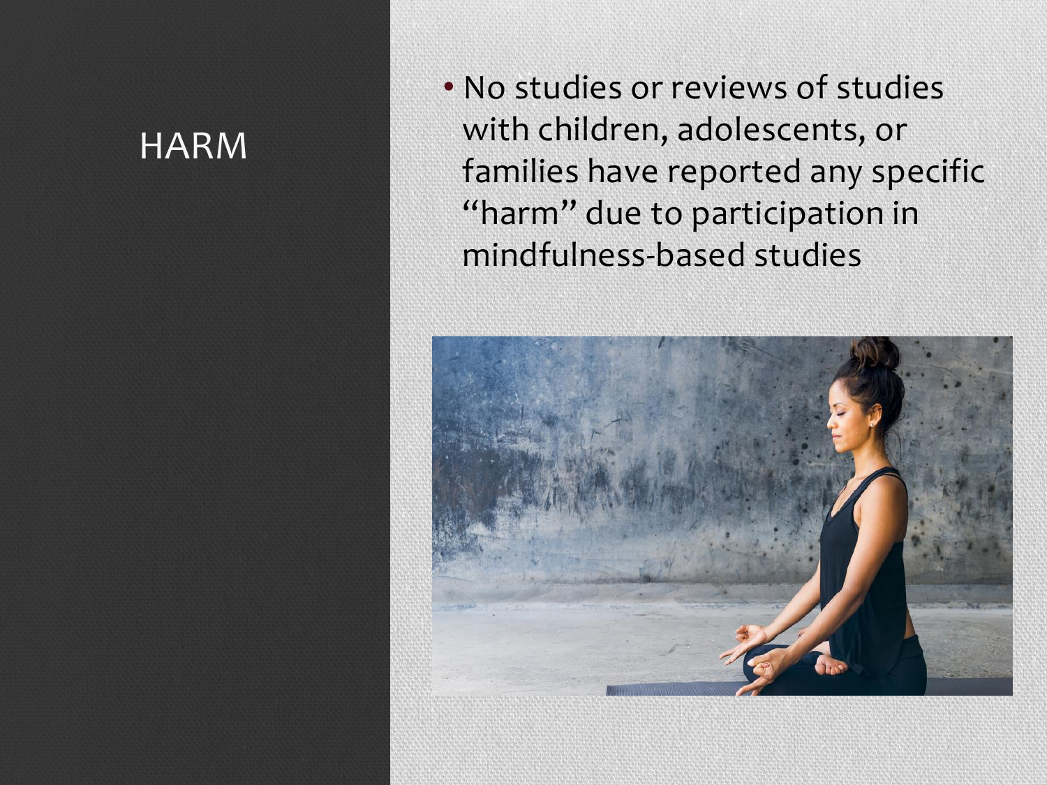# HARM

- No studies or reviews of studies with children, adolescents, or families have reported any specific "harm" due to participation in mindfulness-based studies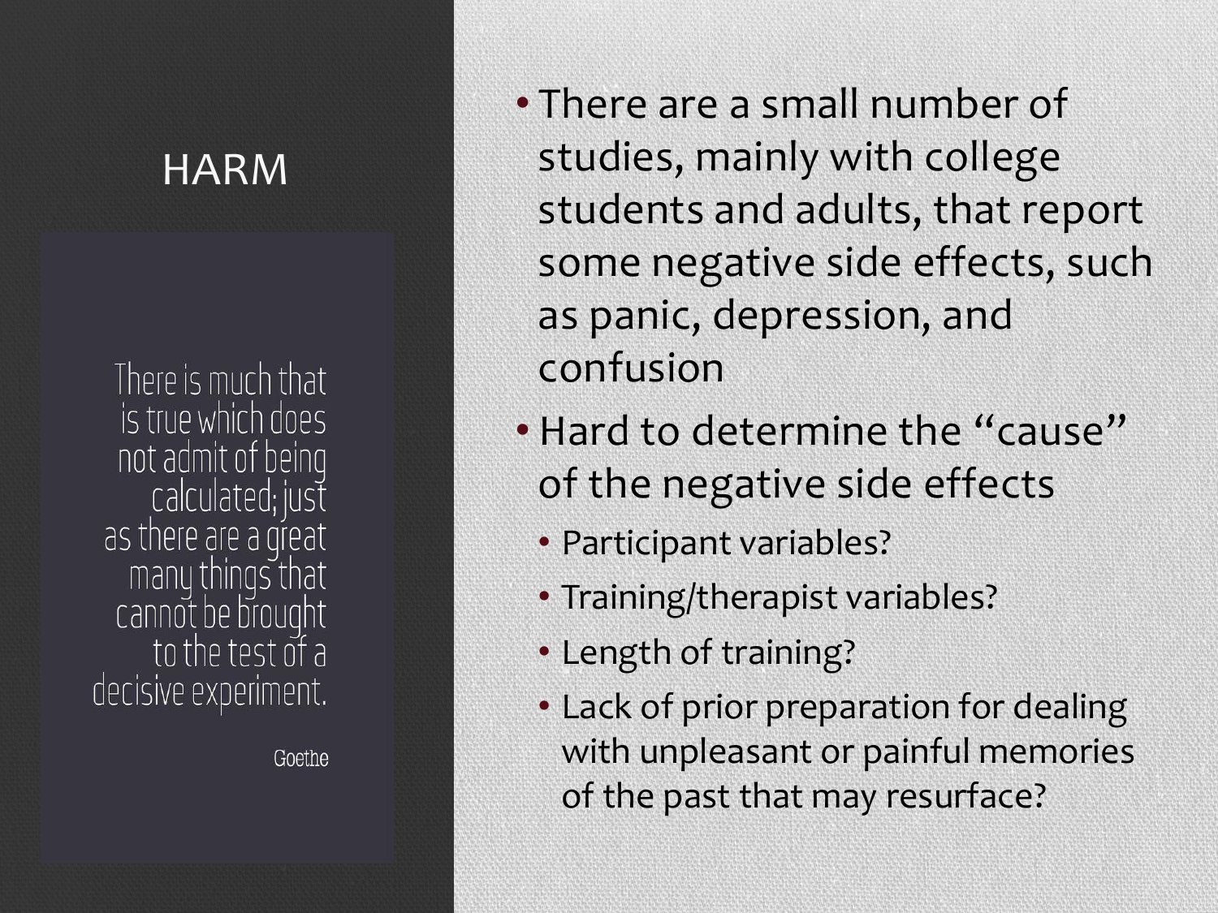# HARM

> There is much that is true which does not admit of being calculated; just as there are a great many things that cannot be brought to the test of a decisive experiment.
>
> Goethe

- There are a small number of studies, mainly with college students and adults, that report some negative side effects, such as panic, depression, and confusion
- Hard to determine the “cause” of the negative side effects
  - Participant variables?
  - Training/therapist variables?
  - Length of training?
  - Lack of prior preparation for dealing with unpleasant or painful memories of the past that may resurface?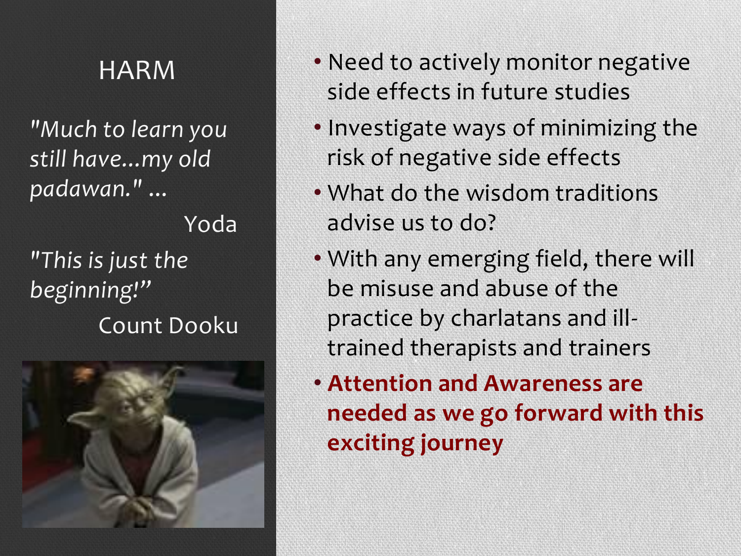# HARM

*"Much to learn you still have…my old padawan." …*

Yoda

*"This is just the beginning!"*

Count Dooku

- Need to actively monitor negative side effects in future studies
- Investigate ways of minimizing the risk of negative side effects
- What do the wisdom traditions advise us to do?
- With any emerging field, there will be misuse and abuse of the practice by charlatans and ill-trained therapists and trainers
- **Attention and Awareness are needed as we go forward with this exciting journey**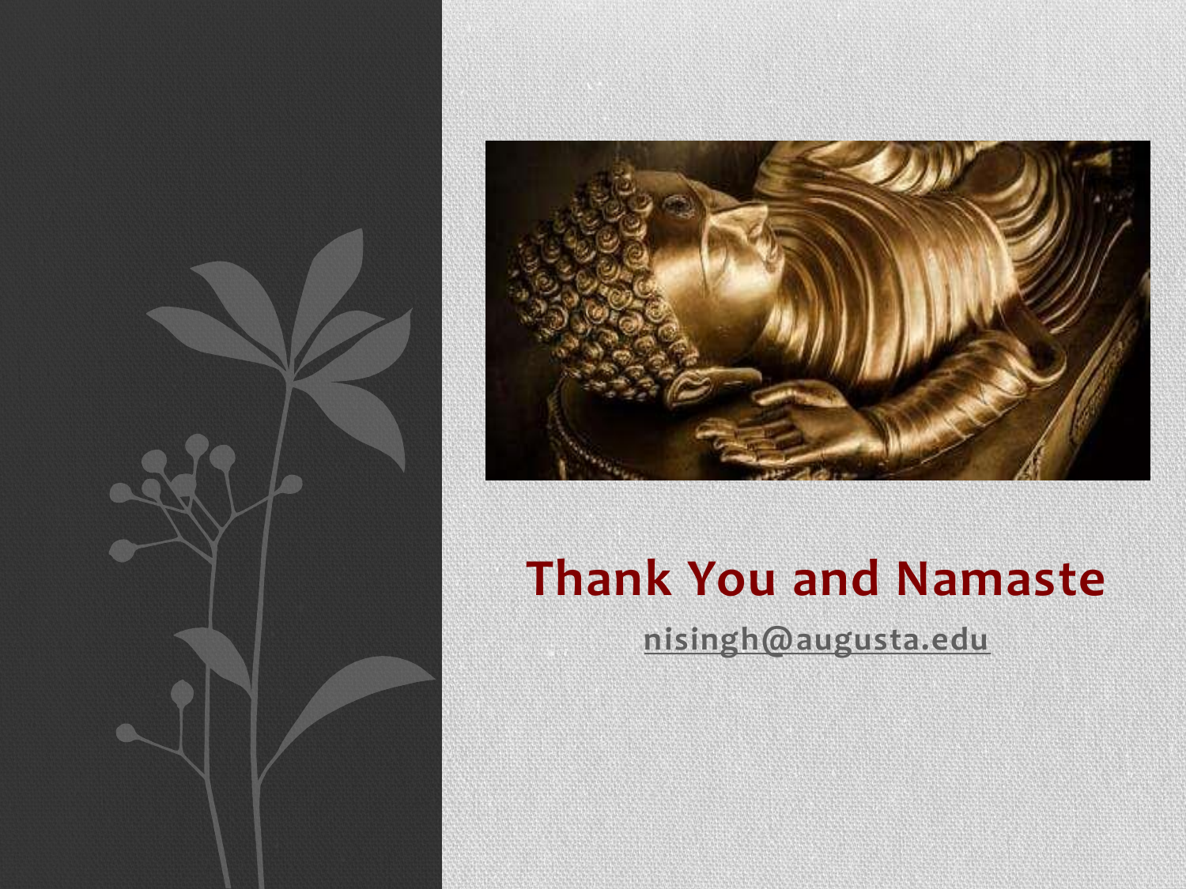# Thank You and Namaste

nisingh@augusta.edu